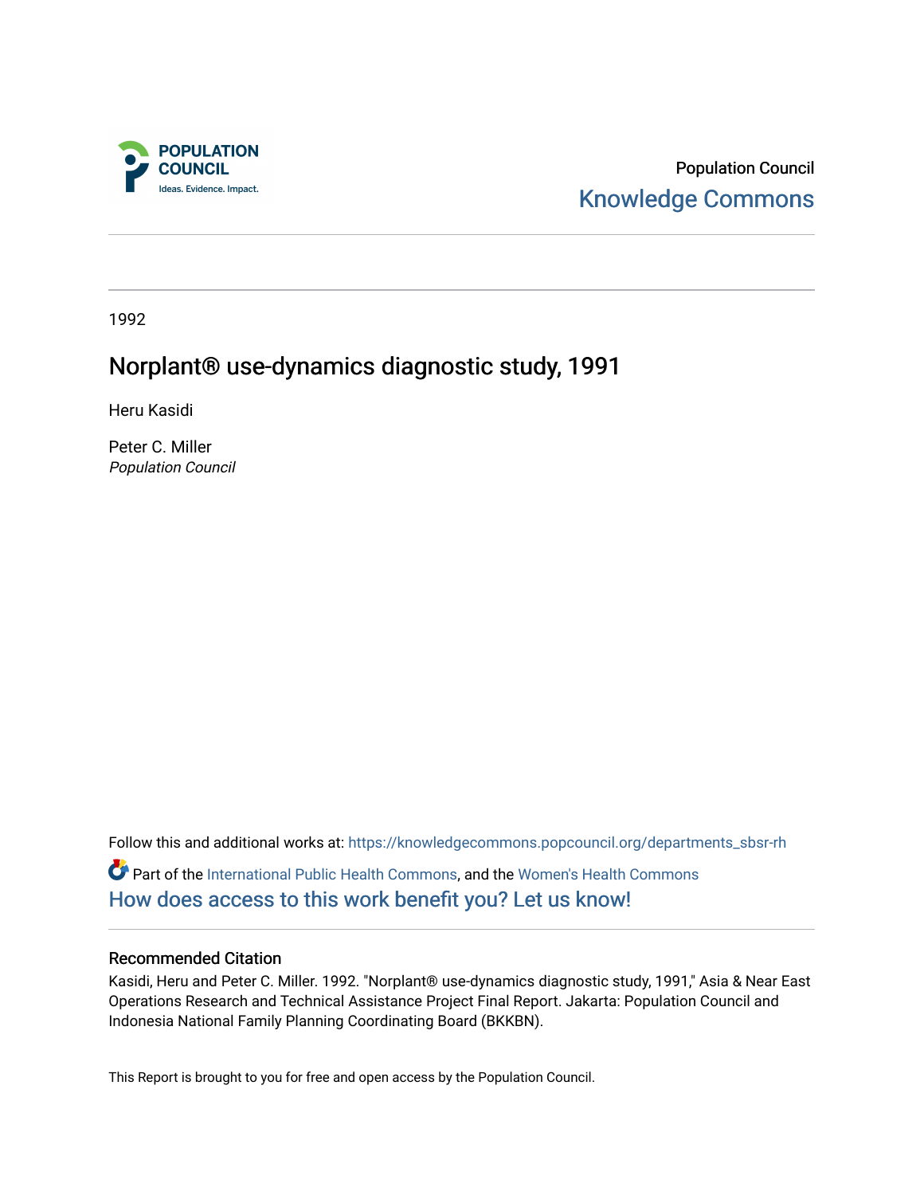POPULATION COUNCIL
Ideas. Evidence. Impact.

Population Council
Knowledge Commons

1992

# Norplant® use-dynamics diagnostic study, 1991

Heru Kasidi

Peter C. Miller
*Population Council*

Follow this and additional works at: https://knowledgecommons.popcouncil.org/departments_sbsr-rh

Part of the International Public Health Commons, and the Women's Health Commons
How does access to this work benefit you? Let us know!

## Recommended Citation

Kasidi, Heru and Peter C. Miller. 1992. "Norplant® use-dynamics diagnostic study, 1991," Asia & Near East Operations Research and Technical Assistance Project Final Report. Jakarta: Population Council and Indonesia National Family Planning Coordinating Board (BKKBN).

This Report is brought to you for free and open access by the Population Council.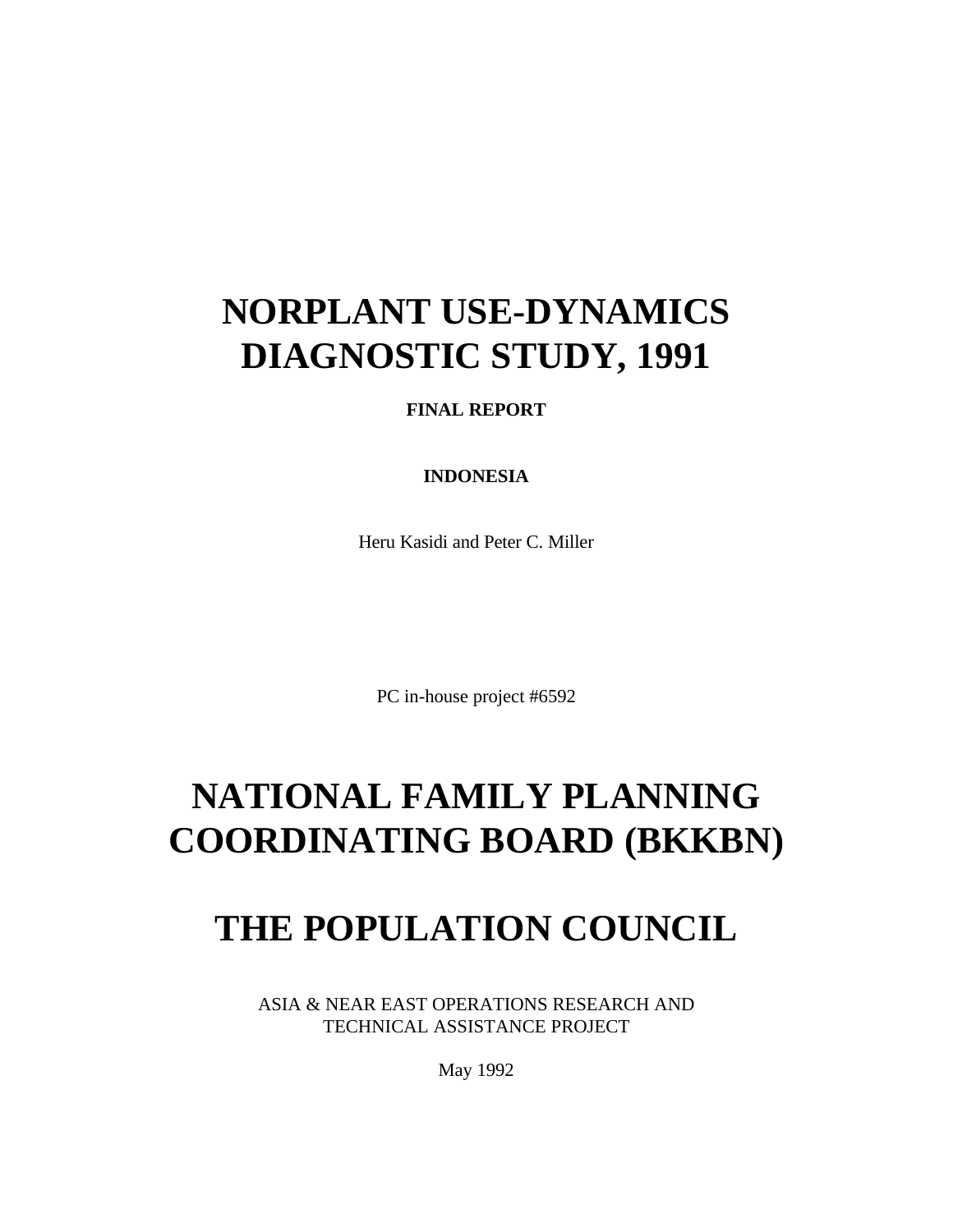# NORPLANT USE-DYNAMICS DIAGNOSTIC STUDY, 1991

**FINAL REPORT**

**INDONESIA**

Heru Kasidi and Peter C. Miller

PC in-house project #6592

# NATIONAL FAMILY PLANNING COORDINATING BOARD (BKKBN)

# THE POPULATION COUNCIL

ASIA & NEAR EAST OPERATIONS RESEARCH AND TECHNICAL ASSISTANCE PROJECT

May 1992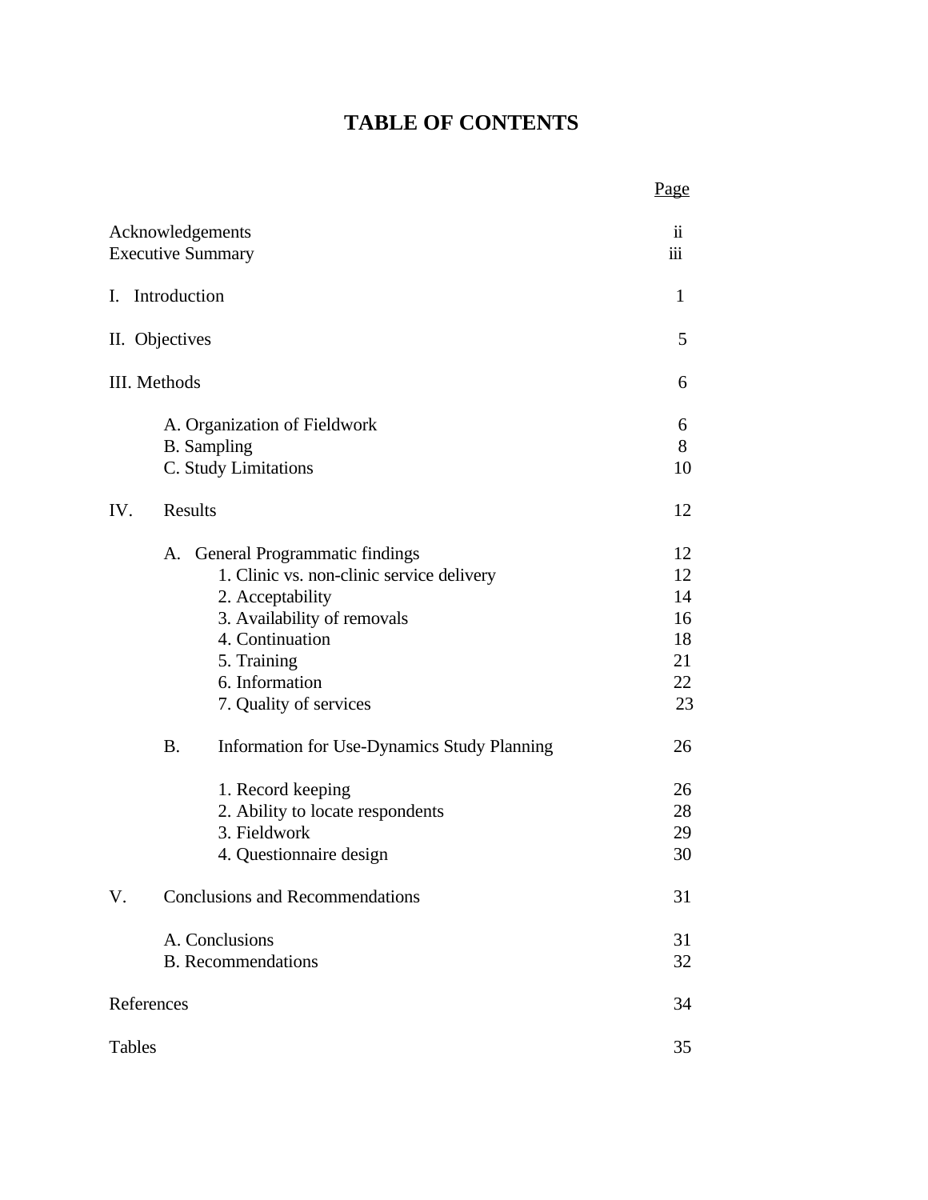# TABLE OF CONTENTS

| | Page |
|---|---|
| Acknowledgements | ii |
| Executive Summary | iii |
| I. Introduction | 1 |
| II. Objectives | 5 |
| III. Methods | 6 |
| A. Organization of Fieldwork | 6 |
| B. Sampling | 8 |
| C. Study Limitations | 10 |
| IV. Results | 12 |
| A. General Programmatic findings | 12 |
| 1. Clinic vs. non-clinic service delivery | 12 |
| 2. Acceptability | 14 |
| 3. Availability of removals | 16 |
| 4. Continuation | 18 |
| 5. Training | 21 |
| 6. Information | 22 |
| 7. Quality of services | 23 |
| B. Information for Use-Dynamics Study Planning | 26 |
| 1. Record keeping | 26 |
| 2. Ability to locate respondents | 28 |
| 3. Fieldwork | 29 |
| 4. Questionnaire design | 30 |
| V. Conclusions and Recommendations | 31 |
| A. Conclusions | 31 |
| B. Recommendations | 32 |
| References | 34 |
| Tables | 35 |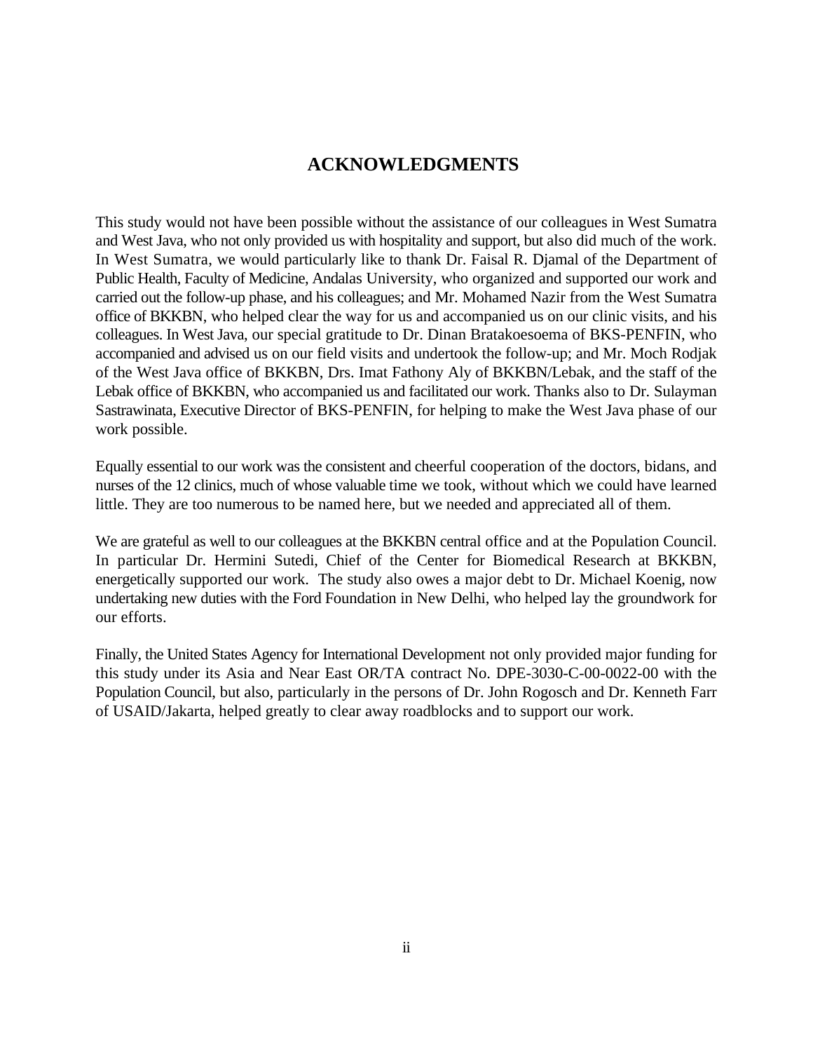## ACKNOWLEDGMENTS

This study would not have been possible without the assistance of our colleagues in West Sumatra and West Java, who not only provided us with hospitality and support, but also did much of the work. In West Sumatra, we would particularly like to thank Dr. Faisal R. Djamal of the Department of Public Health, Faculty of Medicine, Andalas University, who organized and supported our work and carried out the follow-up phase, and his colleagues; and Mr. Mohamed Nazir from the West Sumatra office of BKKBN, who helped clear the way for us and accompanied us on our clinic visits, and his colleagues. In West Java, our special gratitude to Dr. Dinan Bratakoesoema of BKS-PENFIN, who accompanied and advised us on our field visits and undertook the follow-up; and Mr. Moch Rodjak of the West Java office of BKKBN, Drs. Imat Fathony Aly of BKKBN/Lebak, and the staff of the Lebak office of BKKBN, who accompanied us and facilitated our work. Thanks also to Dr. Sulayman Sastrawinata, Executive Director of BKS-PENFIN, for helping to make the West Java phase of our work possible.

Equally essential to our work was the consistent and cheerful cooperation of the doctors, bidans, and nurses of the 12 clinics, much of whose valuable time we took, without which we could have learned little. They are too numerous to be named here, but we needed and appreciated all of them.

We are grateful as well to our colleagues at the BKKBN central office and at the Population Council. In particular Dr. Hermini Sutedi, Chief of the Center for Biomedical Research at BKKBN, energetically supported our work. The study also owes a major debt to Dr. Michael Koenig, now undertaking new duties with the Ford Foundation in New Delhi, who helped lay the groundwork for our efforts.

Finally, the United States Agency for International Development not only provided major funding for this study under its Asia and Near East OR/TA contract No. DPE-3030-C-00-0022-00 with the Population Council, but also, particularly in the persons of Dr. John Rogosch and Dr. Kenneth Farr of USAID/Jakarta, helped greatly to clear away roadblocks and to support our work.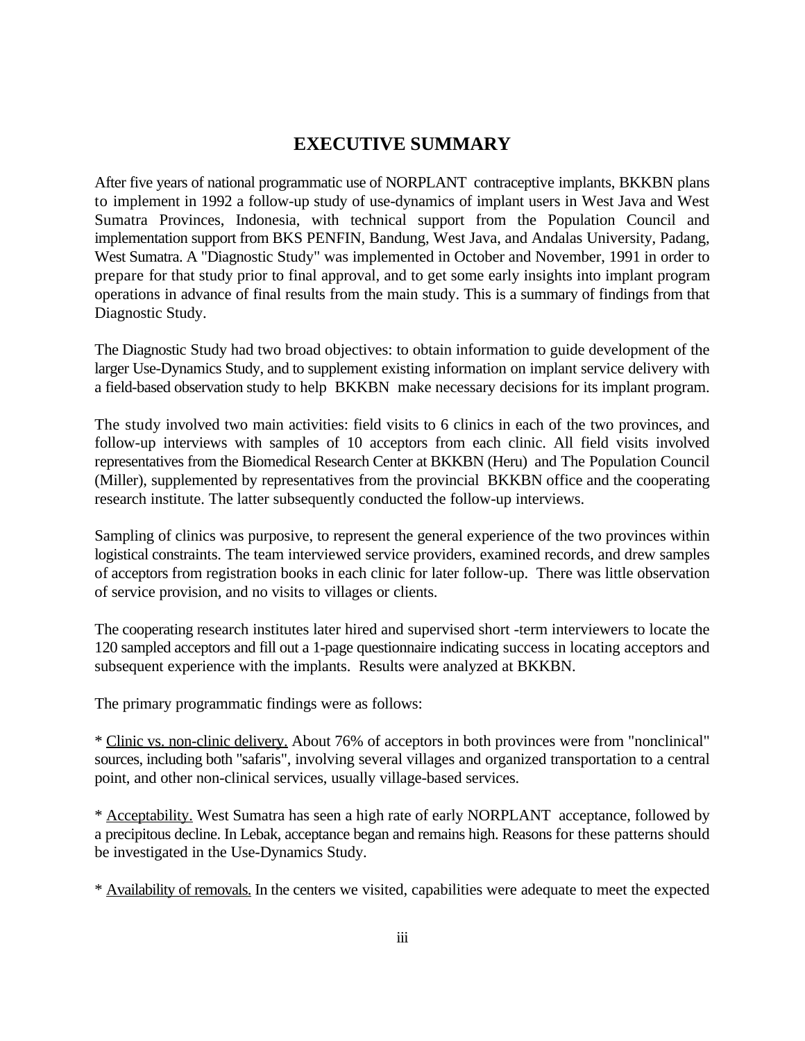## EXECUTIVE SUMMARY

After five years of national programmatic use of NORPLANT contraceptive implants, BKKBN plans to implement in 1992 a follow-up study of use-dynamics of implant users in West Java and West Sumatra Provinces, Indonesia, with technical support from the Population Council and implementation support from BKS PENFIN, Bandung, West Java, and Andalas University, Padang, West Sumatra. A "Diagnostic Study" was implemented in October and November, 1991 in order to prepare for that study prior to final approval, and to get some early insights into implant program operations in advance of final results from the main study. This is a summary of findings from that Diagnostic Study.

The Diagnostic Study had two broad objectives: to obtain information to guide development of the larger Use-Dynamics Study, and to supplement existing information on implant service delivery with a field-based observation study to help BKKBN make necessary decisions for its implant program.

The study involved two main activities: field visits to 6 clinics in each of the two provinces, and follow-up interviews with samples of 10 acceptors from each clinic. All field visits involved representatives from the Biomedical Research Center at BKKBN (Heru) and The Population Council (Miller), supplemented by representatives from the provincial BKKBN office and the cooperating research institute. The latter subsequently conducted the follow-up interviews.

Sampling of clinics was purposive, to represent the general experience of the two provinces within logistical constraints. The team interviewed service providers, examined records, and drew samples of acceptors from registration books in each clinic for later follow-up. There was little observation of service provision, and no visits to villages or clients.

The cooperating research institutes later hired and supervised short -term interviewers to locate the 120 sampled acceptors and fill out a 1-page questionnaire indicating success in locating acceptors and subsequent experience with the implants. Results were analyzed at BKKBN.

The primary programmatic findings were as follows:

* Clinic vs. non-clinic delivery. About 76% of acceptors in both provinces were from "nonclinical" sources, including both "safaris", involving several villages and organized transportation to a central point, and other non-clinical services, usually village-based services.

* Acceptability. West Sumatra has seen a high rate of early NORPLANT acceptance, followed by a precipitous decline. In Lebak, acceptance began and remains high. Reasons for these patterns should be investigated in the Use-Dynamics Study.

* Availability of removals. In the centers we visited, capabilities were adequate to meet the expected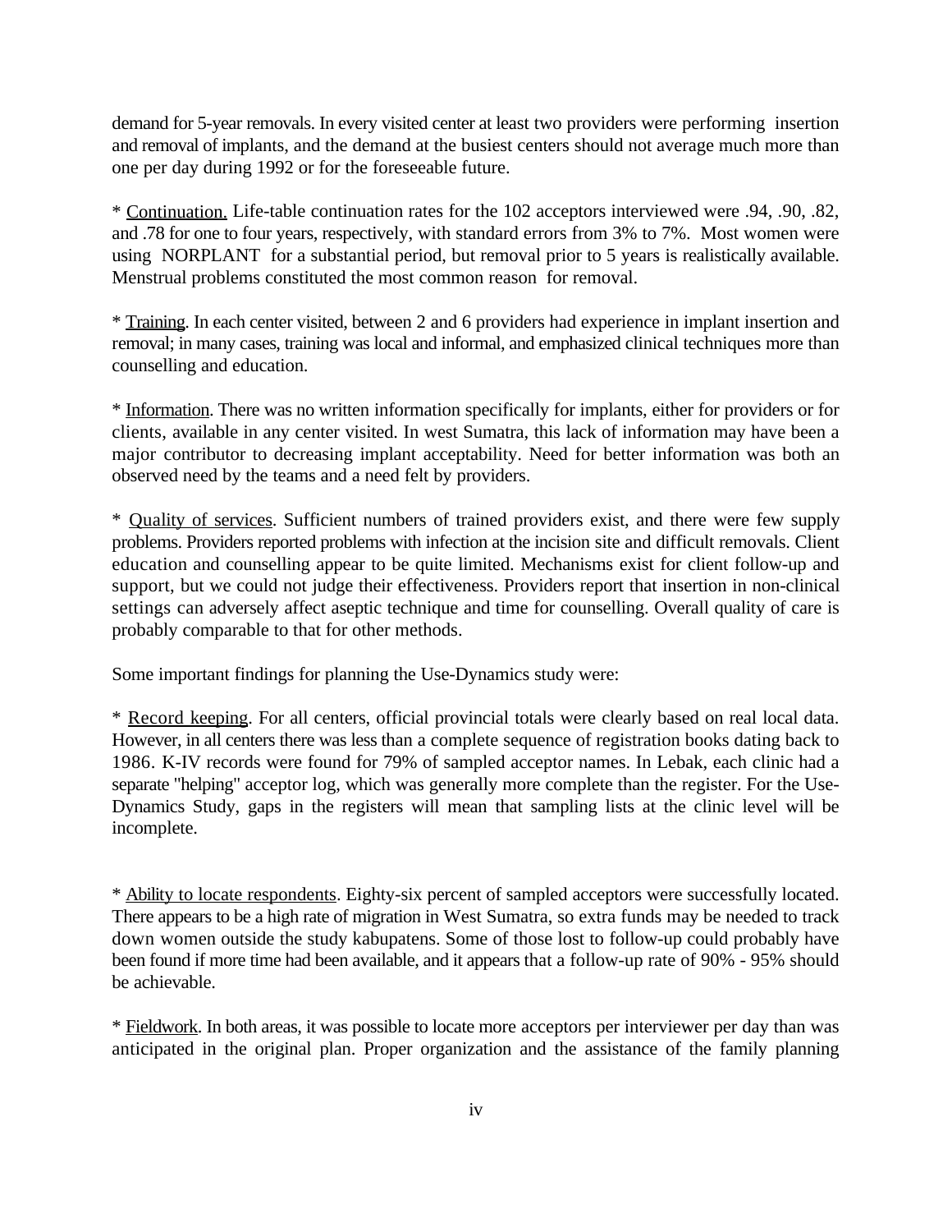demand for 5-year removals. In every visited center at least two providers were performing insertion and removal of implants, and the demand at the busiest centers should not average much more than one per day during 1992 or for the foreseeable future.

* <u>Continuation.</u> Life-table continuation rates for the 102 acceptors interviewed were .94, .90, .82, and .78 for one to four years, respectively, with standard errors from 3% to 7%. Most women were using NORPLANT for a substantial period, but removal prior to 5 years is realistically available. Menstrual problems constituted the most common reason for removal.

* <u>Training</u>. In each center visited, between 2 and 6 providers had experience in implant insertion and removal; in many cases, training was local and informal, and emphasized clinical techniques more than counselling and education.

* <u>Information</u>. There was no written information specifically for implants, either for providers or for clients, available in any center visited. In west Sumatra, this lack of information may have been a major contributor to decreasing implant acceptability. Need for better information was both an observed need by the teams and a need felt by providers.

* <u>Quality of services</u>. Sufficient numbers of trained providers exist, and there were few supply problems. Providers reported problems with infection at the incision site and difficult removals. Client education and counselling appear to be quite limited. Mechanisms exist for client follow-up and support, but we could not judge their effectiveness. Providers report that insertion in non-clinical settings can adversely affect aseptic technique and time for counselling. Overall quality of care is probably comparable to that for other methods.

Some important findings for planning the Use-Dynamics study were:

* <u>Record keeping</u>. For all centers, official provincial totals were clearly based on real local data. However, in all centers there was less than a complete sequence of registration books dating back to 1986. K-IV records were found for 79% of sampled acceptor names. In Lebak, each clinic had a separate "helping" acceptor log, which was generally more complete than the register. For the Use-Dynamics Study, gaps in the registers will mean that sampling lists at the clinic level will be incomplete.

* <u>Ability to locate respondents</u>. Eighty-six percent of sampled acceptors were successfully located. There appears to be a high rate of migration in West Sumatra, so extra funds may be needed to track down women outside the study kabupatens. Some of those lost to follow-up could probably have been found if more time had been available, and it appears that a follow-up rate of 90% - 95% should be achievable.

* <u>Fieldwork</u>. In both areas, it was possible to locate more acceptors per interviewer per day than was anticipated in the original plan. Proper organization and the assistance of the family planning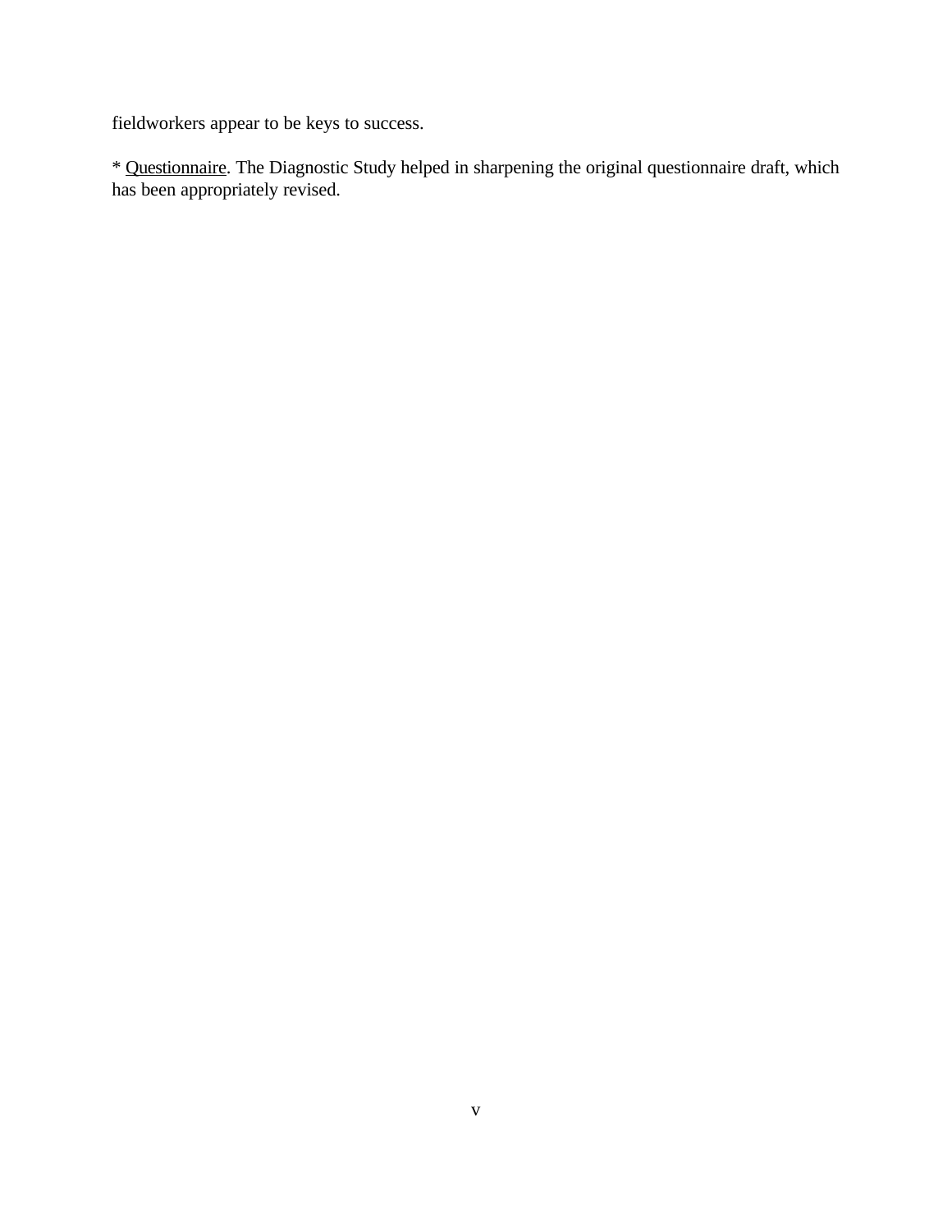fieldworkers appear to be keys to success.

* Questionnaire. The Diagnostic Study helped in sharpening the original questionnaire draft, which has been appropriately revised.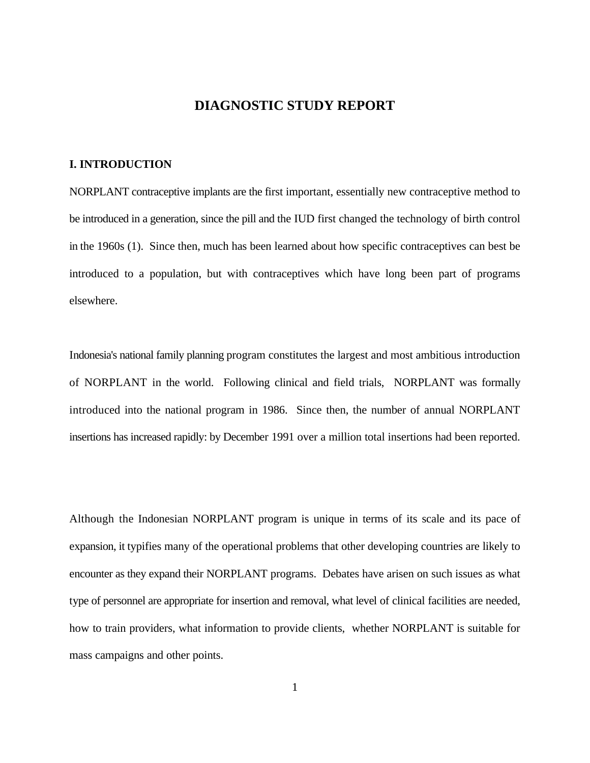# DIAGNOSTIC STUDY REPORT

## I. INTRODUCTION

NORPLANT contraceptive implants are the first important, essentially new contraceptive method to be introduced in a generation, since the pill and the IUD first changed the technology of birth control in the 1960s (1). Since then, much has been learned about how specific contraceptives can best be introduced to a population, but with contraceptives which have long been part of programs elsewhere.

Indonesia's national family planning program constitutes the largest and most ambitious introduction of NORPLANT in the world. Following clinical and field trials, NORPLANT was formally introduced into the national program in 1986. Since then, the number of annual NORPLANT insertions has increased rapidly: by December 1991 over a million total insertions had been reported.

Although the Indonesian NORPLANT program is unique in terms of its scale and its pace of expansion, it typifies many of the operational problems that other developing countries are likely to encounter as they expand their NORPLANT programs. Debates have arisen on such issues as what type of personnel are appropriate for insertion and removal, what level of clinical facilities are needed, how to train providers, what information to provide clients, whether NORPLANT is suitable for mass campaigns and other points.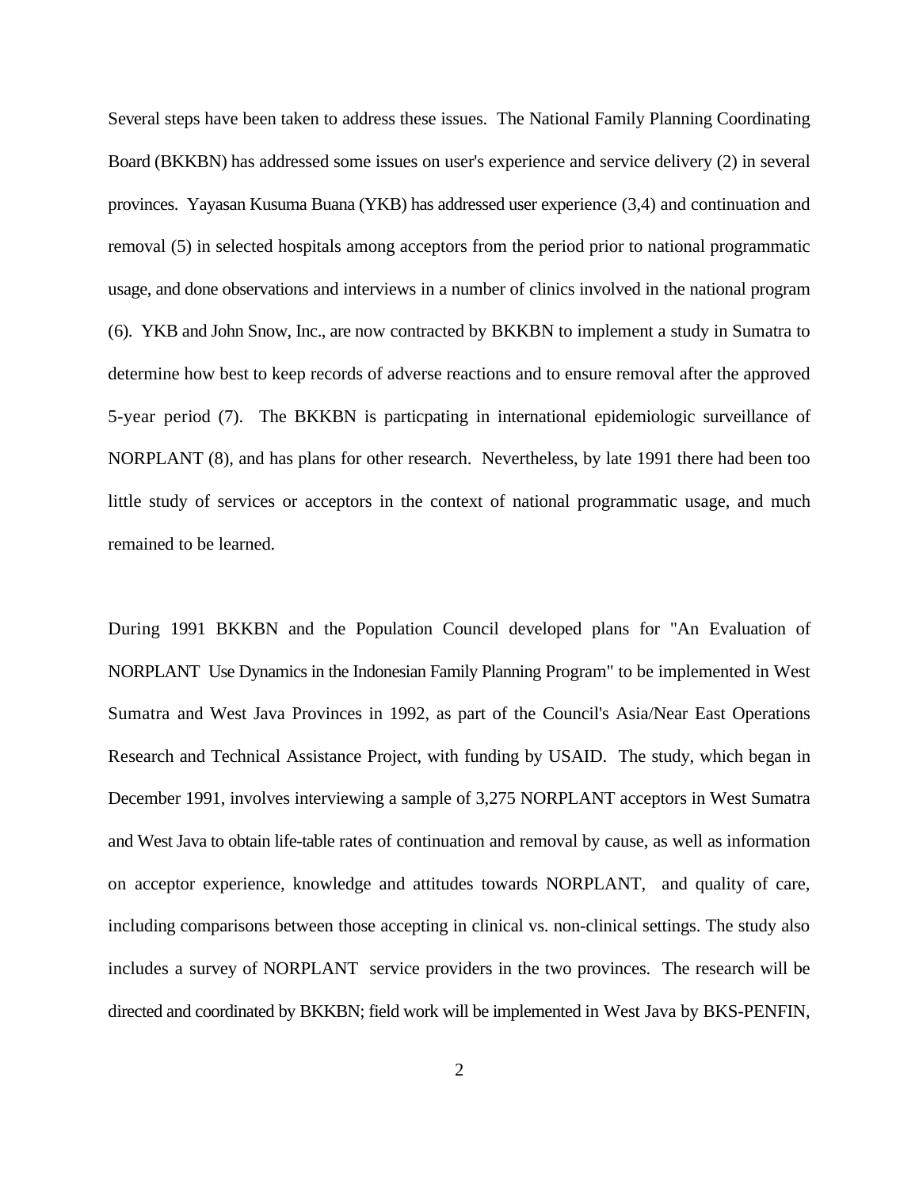Several steps have been taken to address these issues. The National Family Planning Coordinating Board (BKKBN) has addressed some issues on user's experience and service delivery (2) in several provinces. Yayasan Kusuma Buana (YKB) has addressed user experience (3,4) and continuation and removal (5) in selected hospitals among acceptors from the period prior to national programmatic usage, and done observations and interviews in a number of clinics involved in the national program (6). YKB and John Snow, Inc., are now contracted by BKKBN to implement a study in Sumatra to determine how best to keep records of adverse reactions and to ensure removal after the approved 5-year period (7). The BKKBN is particpating in international epidemiologic surveillance of NORPLANT (8), and has plans for other research. Nevertheless, by late 1991 there had been too little study of services or acceptors in the context of national programmatic usage, and much remained to be learned.

During 1991 BKKBN and the Population Council developed plans for "An Evaluation of NORPLANT Use Dynamics in the Indonesian Family Planning Program" to be implemented in West Sumatra and West Java Provinces in 1992, as part of the Council's Asia/Near East Operations Research and Technical Assistance Project, with funding by USAID. The study, which began in December 1991, involves interviewing a sample of 3,275 NORPLANT acceptors in West Sumatra and West Java to obtain life-table rates of continuation and removal by cause, as well as information on acceptor experience, knowledge and attitudes towards NORPLANT, and quality of care, including comparisons between those accepting in clinical vs. non-clinical settings. The study also includes a survey of NORPLANT service providers in the two provinces. The research will be directed and coordinated by BKKBN; field work will be implemented in West Java by BKS-PENFIN,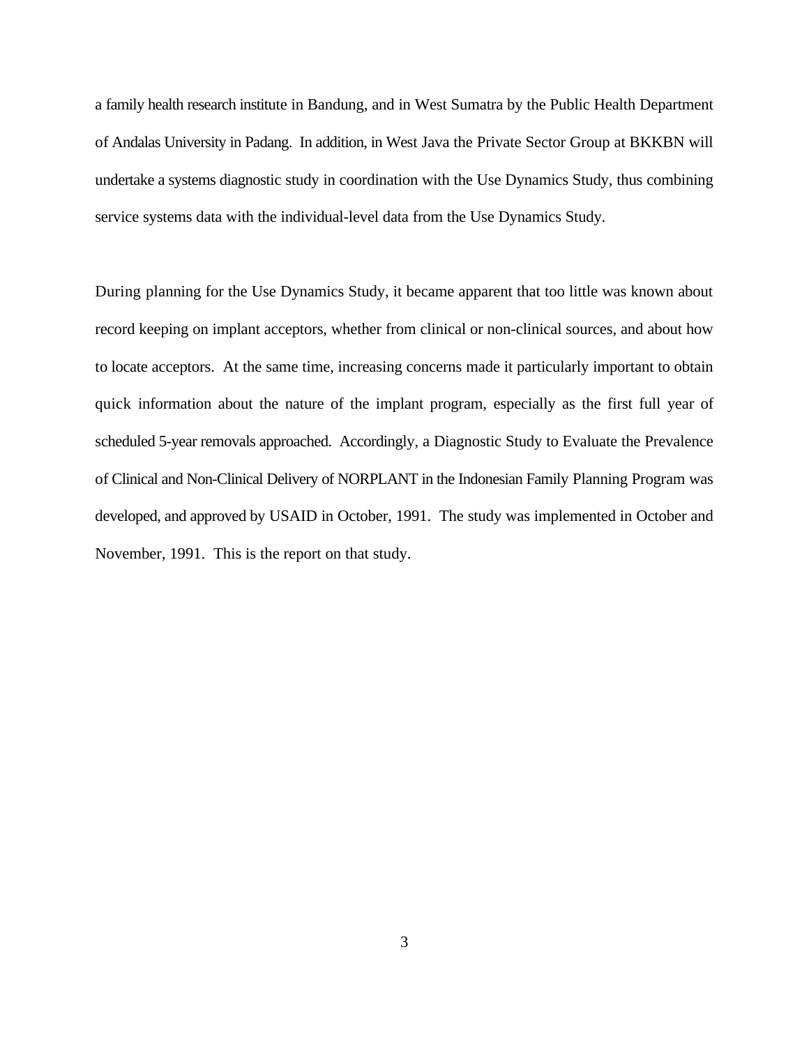a family health research institute in Bandung, and in West Sumatra by the Public Health Department of Andalas University in Padang. In addition, in West Java the Private Sector Group at BKKBN will undertake a systems diagnostic study in coordination with the Use Dynamics Study, thus combining service systems data with the individual-level data from the Use Dynamics Study.

During planning for the Use Dynamics Study, it became apparent that too little was known about record keeping on implant acceptors, whether from clinical or non-clinical sources, and about how to locate acceptors. At the same time, increasing concerns made it particularly important to obtain quick information about the nature of the implant program, especially as the first full year of scheduled 5-year removals approached. Accordingly, a Diagnostic Study to Evaluate the Prevalence of Clinical and Non-Clinical Delivery of NORPLANT in the Indonesian Family Planning Program was developed, and approved by USAID in October, 1991. The study was implemented in October and November, 1991. This is the report on that study.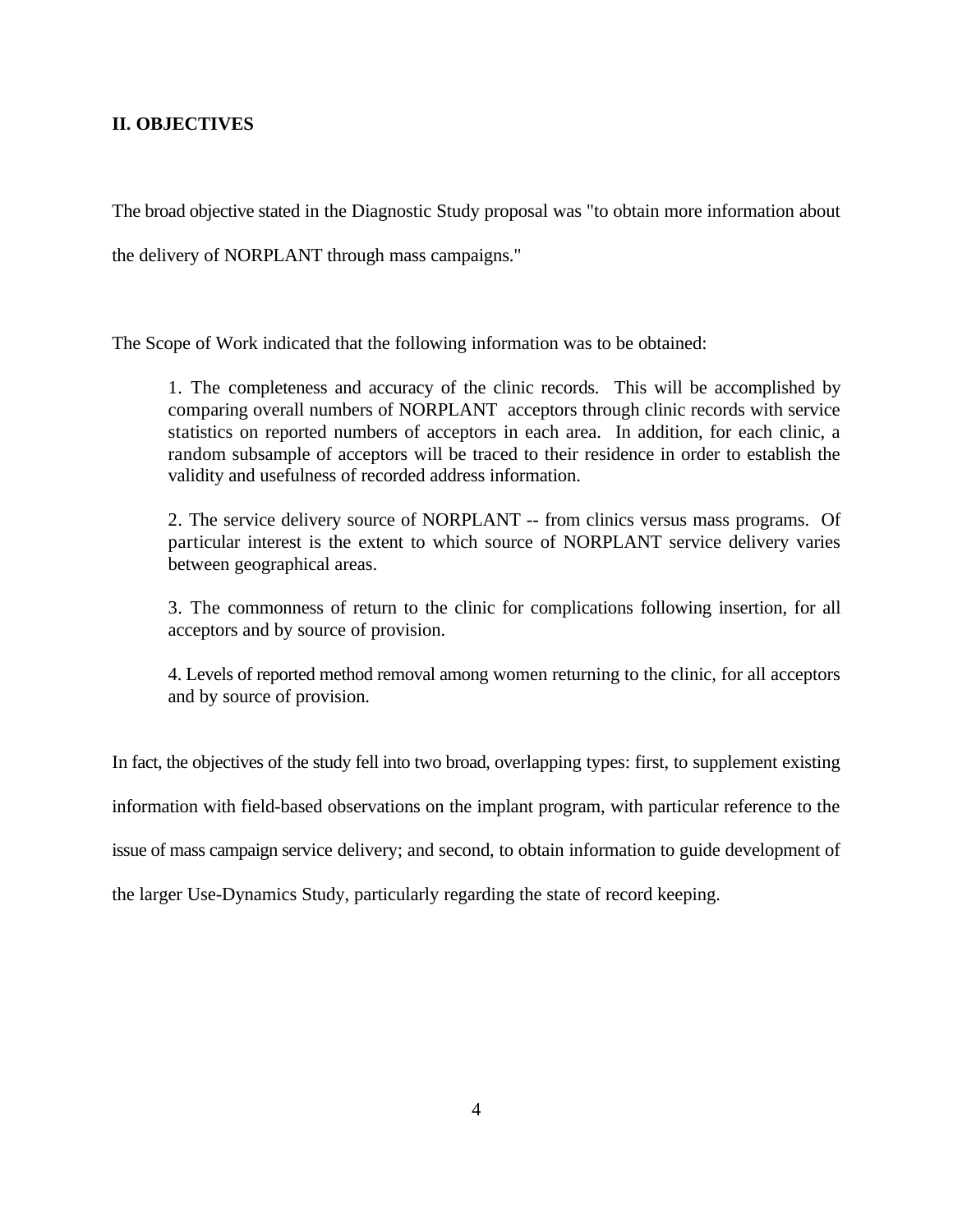## II. OBJECTIVES

The broad objective stated in the Diagnostic Study proposal was "to obtain more information about the delivery of NORPLANT through mass campaigns."

The Scope of Work indicated that the following information was to be obtained:

1. The completeness and accuracy of the clinic records. This will be accomplished by comparing overall numbers of NORPLANT acceptors through clinic records with service statistics on reported numbers of acceptors in each area. In addition, for each clinic, a random subsample of acceptors will be traced to their residence in order to establish the validity and usefulness of recorded address information.

2. The service delivery source of NORPLANT -- from clinics versus mass programs. Of particular interest is the extent to which source of NORPLANT service delivery varies between geographical areas.

3. The commonness of return to the clinic for complications following insertion, for all acceptors and by source of provision.

4. Levels of reported method removal among women returning to the clinic, for all acceptors and by source of provision.

In fact, the objectives of the study fell into two broad, overlapping types: first, to supplement existing information with field-based observations on the implant program, with particular reference to the issue of mass campaign service delivery; and second, to obtain information to guide development of the larger Use-Dynamics Study, particularly regarding the state of record keeping.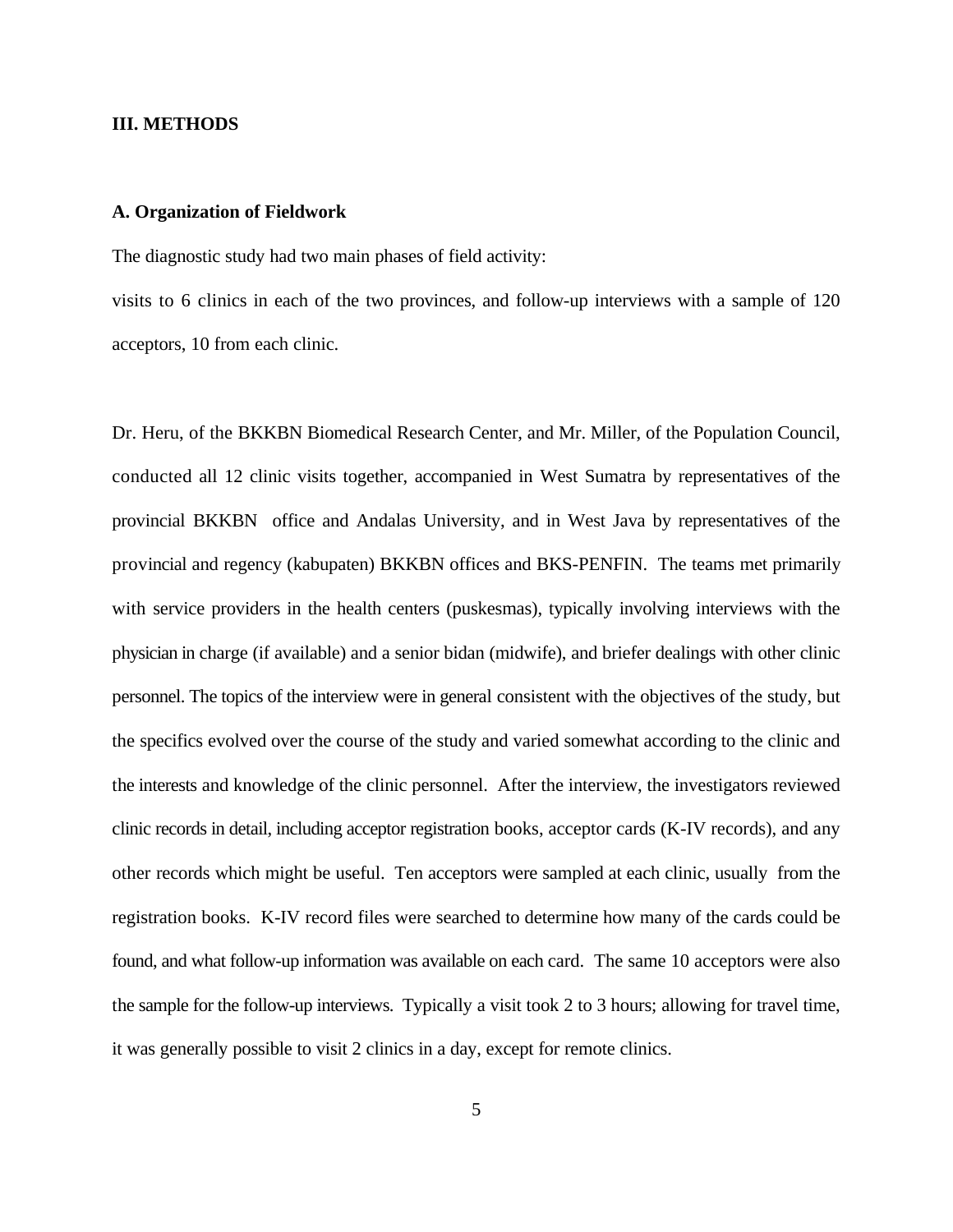## III. METHODS

### A. Organization of Fieldwork

The diagnostic study had two main phases of field activity:

visits to 6 clinics in each of the two provinces, and follow-up interviews with a sample of 120 acceptors, 10 from each clinic.

Dr. Heru, of the BKKBN Biomedical Research Center, and Mr. Miller, of the Population Council, conducted all 12 clinic visits together, accompanied in West Sumatra by representatives of the provincial BKKBN office and Andalas University, and in West Java by representatives of the provincial and regency (kabupaten) BKKBN offices and BKS-PENFIN. The teams met primarily with service providers in the health centers (puskesmas), typically involving interviews with the physician in charge (if available) and a senior bidan (midwife), and briefer dealings with other clinic personnel. The topics of the interview were in general consistent with the objectives of the study, but the specifics evolved over the course of the study and varied somewhat according to the clinic and the interests and knowledge of the clinic personnel. After the interview, the investigators reviewed clinic records in detail, including acceptor registration books, acceptor cards (K-IV records), and any other records which might be useful. Ten acceptors were sampled at each clinic, usually from the registration books. K-IV record files were searched to determine how many of the cards could be found, and what follow-up information was available on each card. The same 10 acceptors were also the sample for the follow-up interviews. Typically a visit took 2 to 3 hours; allowing for travel time, it was generally possible to visit 2 clinics in a day, except for remote clinics.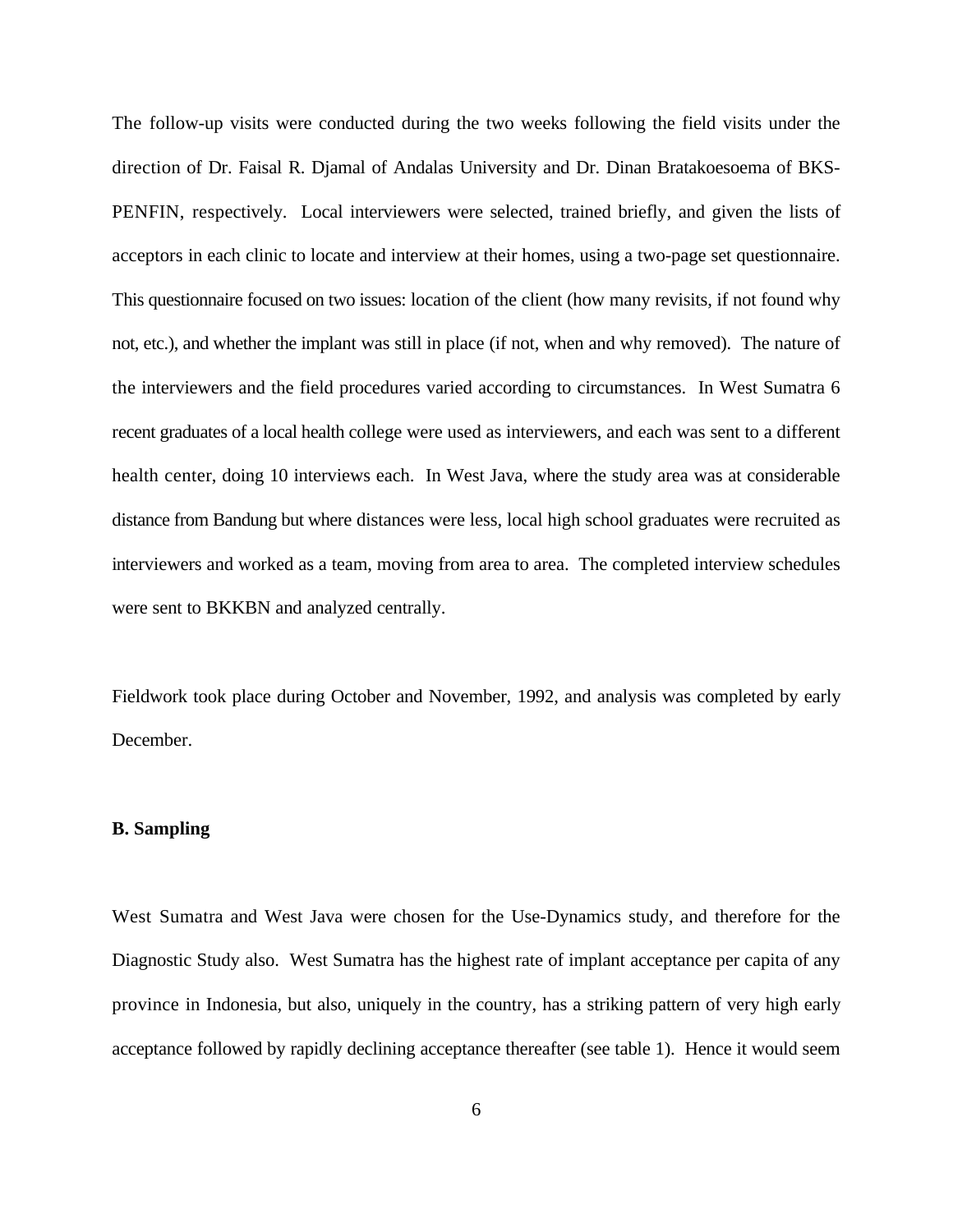The follow-up visits were conducted during the two weeks following the field visits under the direction of Dr. Faisal R. Djamal of Andalas University and Dr. Dinan Bratakoesoema of BKS-PENFIN, respectively. Local interviewers were selected, trained briefly, and given the lists of acceptors in each clinic to locate and interview at their homes, using a two-page set questionnaire. This questionnaire focused on two issues: location of the client (how many revisits, if not found why not, etc.), and whether the implant was still in place (if not, when and why removed). The nature of the interviewers and the field procedures varied according to circumstances. In West Sumatra 6 recent graduates of a local health college were used as interviewers, and each was sent to a different health center, doing 10 interviews each. In West Java, where the study area was at considerable distance from Bandung but where distances were less, local high school graduates were recruited as interviewers and worked as a team, moving from area to area. The completed interview schedules were sent to BKKBN and analyzed centrally.

Fieldwork took place during October and November, 1992, and analysis was completed by early December.

**B. Sampling**

West Sumatra and West Java were chosen for the Use-Dynamics study, and therefore for the Diagnostic Study also. West Sumatra has the highest rate of implant acceptance per capita of any province in Indonesia, but also, uniquely in the country, has a striking pattern of very high early acceptance followed by rapidly declining acceptance thereafter (see table 1). Hence it would seem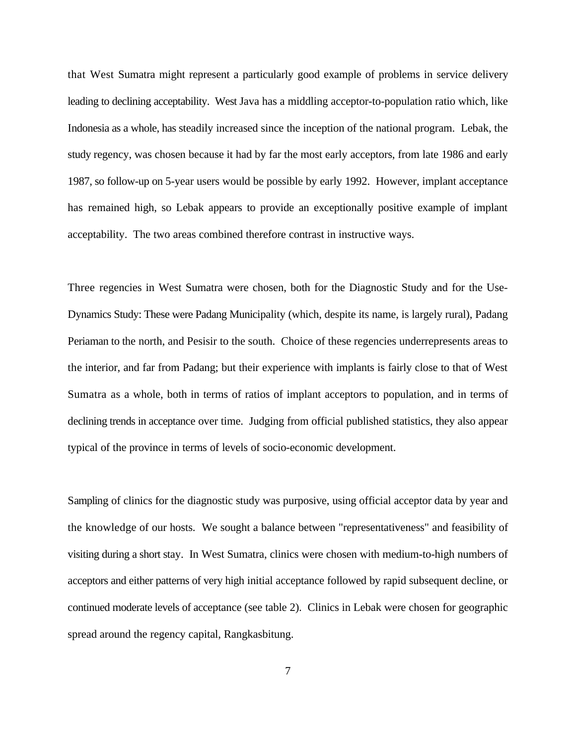that West Sumatra might represent a particularly good example of problems in service delivery leading to declining acceptability. West Java has a middling acceptor-to-population ratio which, like Indonesia as a whole, has steadily increased since the inception of the national program. Lebak, the study regency, was chosen because it had by far the most early acceptors, from late 1986 and early 1987, so follow-up on 5-year users would be possible by early 1992. However, implant acceptance has remained high, so Lebak appears to provide an exceptionally positive example of implant acceptability. The two areas combined therefore contrast in instructive ways.

Three regencies in West Sumatra were chosen, both for the Diagnostic Study and for the Use-Dynamics Study: These were Padang Municipality (which, despite its name, is largely rural), Padang Periaman to the north, and Pesisir to the south. Choice of these regencies underrepresents areas to the interior, and far from Padang; but their experience with implants is fairly close to that of West Sumatra as a whole, both in terms of ratios of implant acceptors to population, and in terms of declining trends in acceptance over time. Judging from official published statistics, they also appear typical of the province in terms of levels of socio-economic development.

Sampling of clinics for the diagnostic study was purposive, using official acceptor data by year and the knowledge of our hosts. We sought a balance between "representativeness" and feasibility of visiting during a short stay. In West Sumatra, clinics were chosen with medium-to-high numbers of acceptors and either patterns of very high initial acceptance followed by rapid subsequent decline, or continued moderate levels of acceptance (see table 2). Clinics in Lebak were chosen for geographic spread around the regency capital, Rangkasbitung.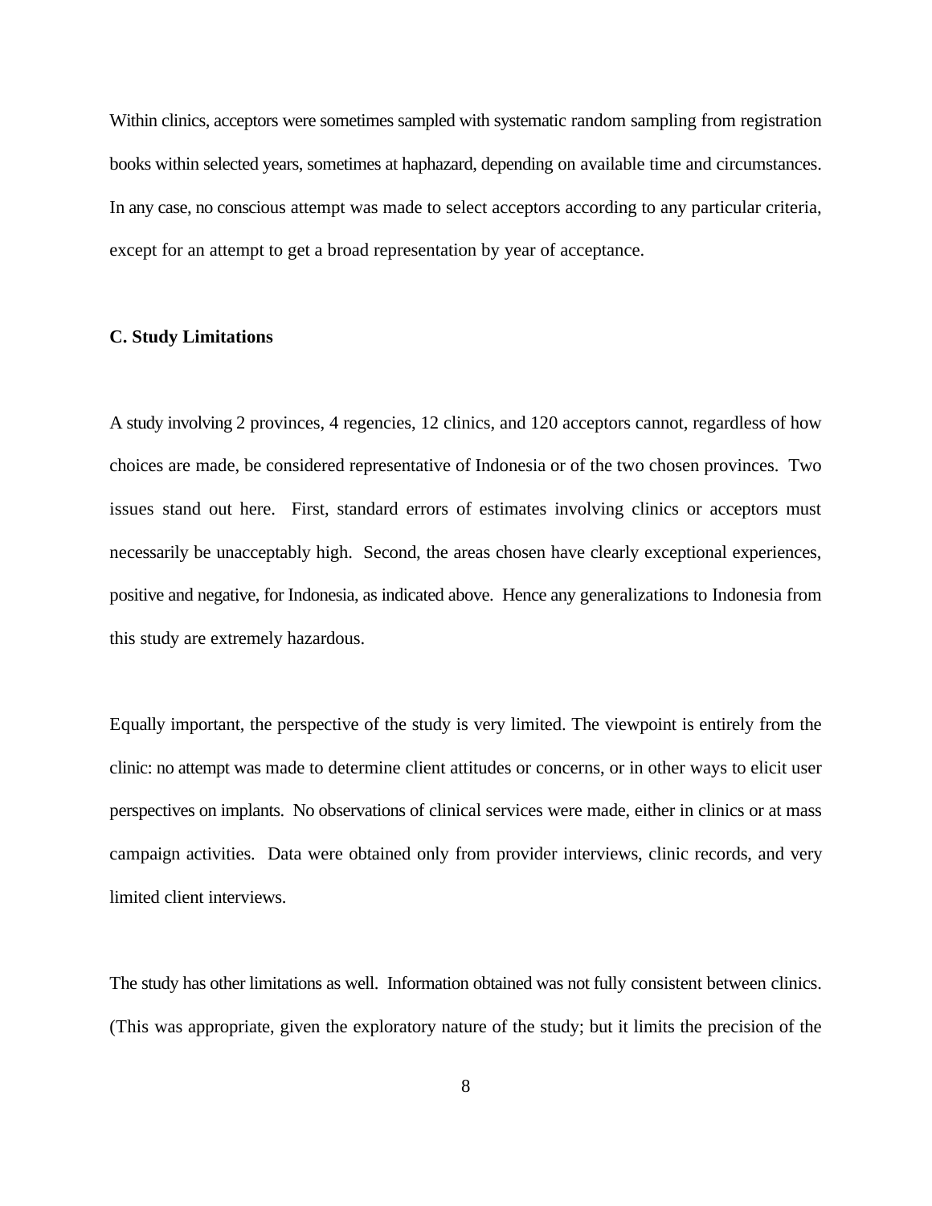Within clinics, acceptors were sometimes sampled with systematic random sampling from registration books within selected years, sometimes at haphazard, depending on available time and circumstances. In any case, no conscious attempt was made to select acceptors according to any particular criteria, except for an attempt to get a broad representation by year of acceptance.

**C. Study Limitations**

A study involving 2 provinces, 4 regencies, 12 clinics, and 120 acceptors cannot, regardless of how choices are made, be considered representative of Indonesia or of the two chosen provinces. Two issues stand out here. First, standard errors of estimates involving clinics or acceptors must necessarily be unacceptably high. Second, the areas chosen have clearly exceptional experiences, positive and negative, for Indonesia, as indicated above. Hence any generalizations to Indonesia from this study are extremely hazardous.

Equally important, the perspective of the study is very limited. The viewpoint is entirely from the clinic: no attempt was made to determine client attitudes or concerns, or in other ways to elicit user perspectives on implants. No observations of clinical services were made, either in clinics or at mass campaign activities. Data were obtained only from provider interviews, clinic records, and very limited client interviews.

The study has other limitations as well. Information obtained was not fully consistent between clinics. (This was appropriate, given the exploratory nature of the study; but it limits the precision of the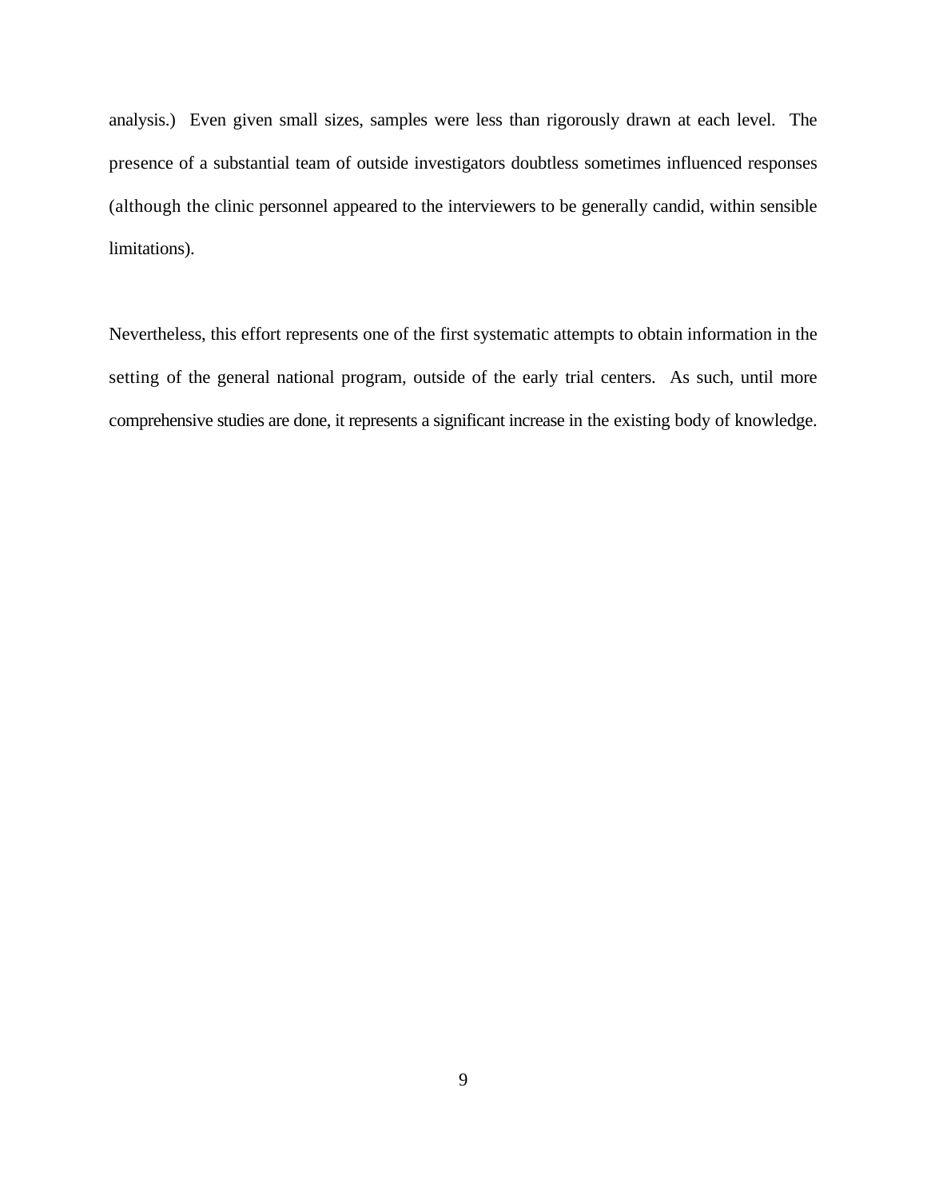analysis.) Even given small sizes, samples were less than rigorously drawn at each level. The presence of a substantial team of outside investigators doubtless sometimes influenced responses (although the clinic personnel appeared to the interviewers to be generally candid, within sensible limitations).

Nevertheless, this effort represents one of the first systematic attempts to obtain information in the setting of the general national program, outside of the early trial centers. As such, until more comprehensive studies are done, it represents a significant increase in the existing body of knowledge.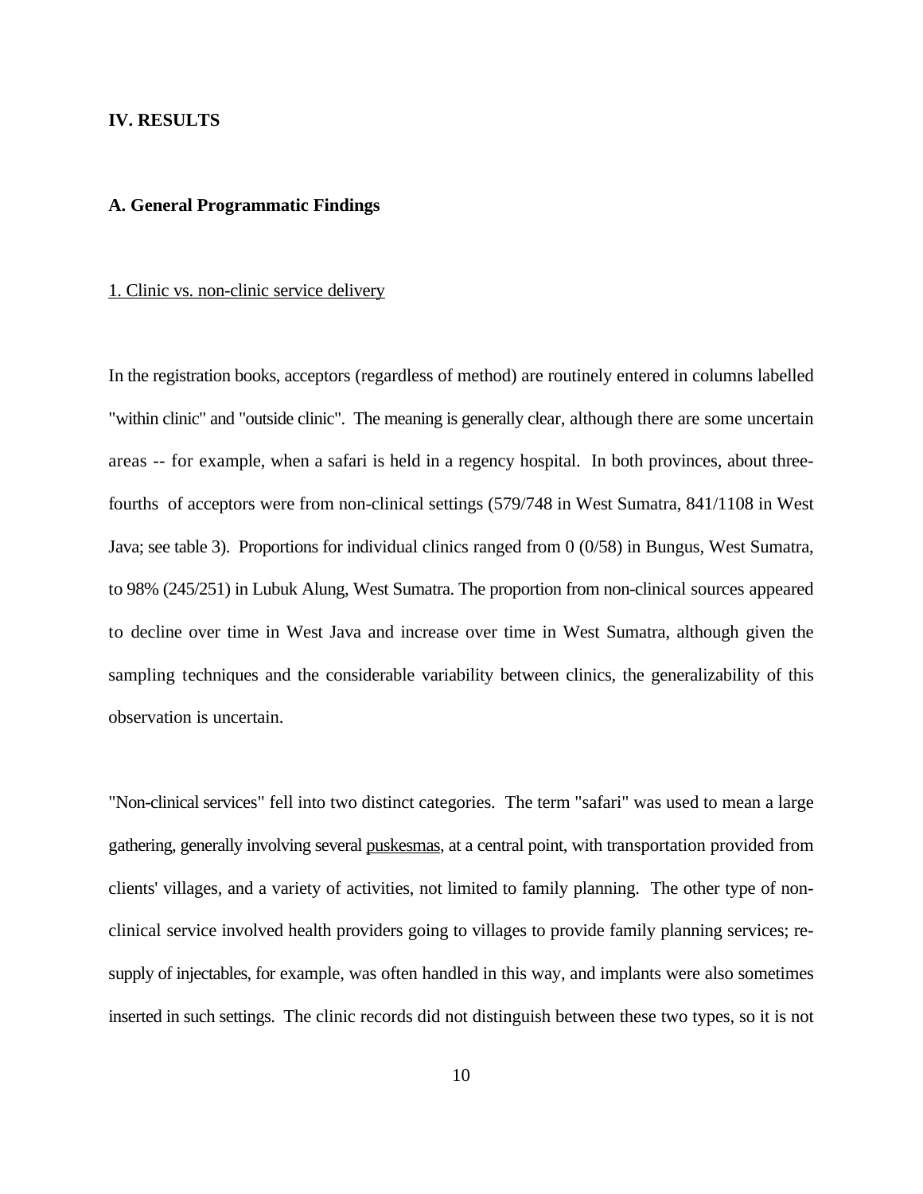## IV. RESULTS

### A. General Programmatic Findings

1. Clinic vs. non-clinic service delivery

In the registration books, acceptors (regardless of method) are routinely entered in columns labelled "within clinic" and "outside clinic". The meaning is generally clear, although there are some uncertain areas -- for example, when a safari is held in a regency hospital. In both provinces, about three-fourths of acceptors were from non-clinical settings (579/748 in West Sumatra, 841/1108 in West Java; see table 3). Proportions for individual clinics ranged from 0 (0/58) in Bungus, West Sumatra, to 98% (245/251) in Lubuk Alung, West Sumatra. The proportion from non-clinical sources appeared to decline over time in West Java and increase over time in West Sumatra, although given the sampling techniques and the considerable variability between clinics, the generalizability of this observation is uncertain.

"Non-clinical services" fell into two distinct categories. The term "safari" was used to mean a large gathering, generally involving several puskesmas, at a central point, with transportation provided from clients' villages, and a variety of activities, not limited to family planning. The other type of non-clinical service involved health providers going to villages to provide family planning services; re-supply of injectables, for example, was often handled in this way, and implants were also sometimes inserted in such settings. The clinic records did not distinguish between these two types, so it is not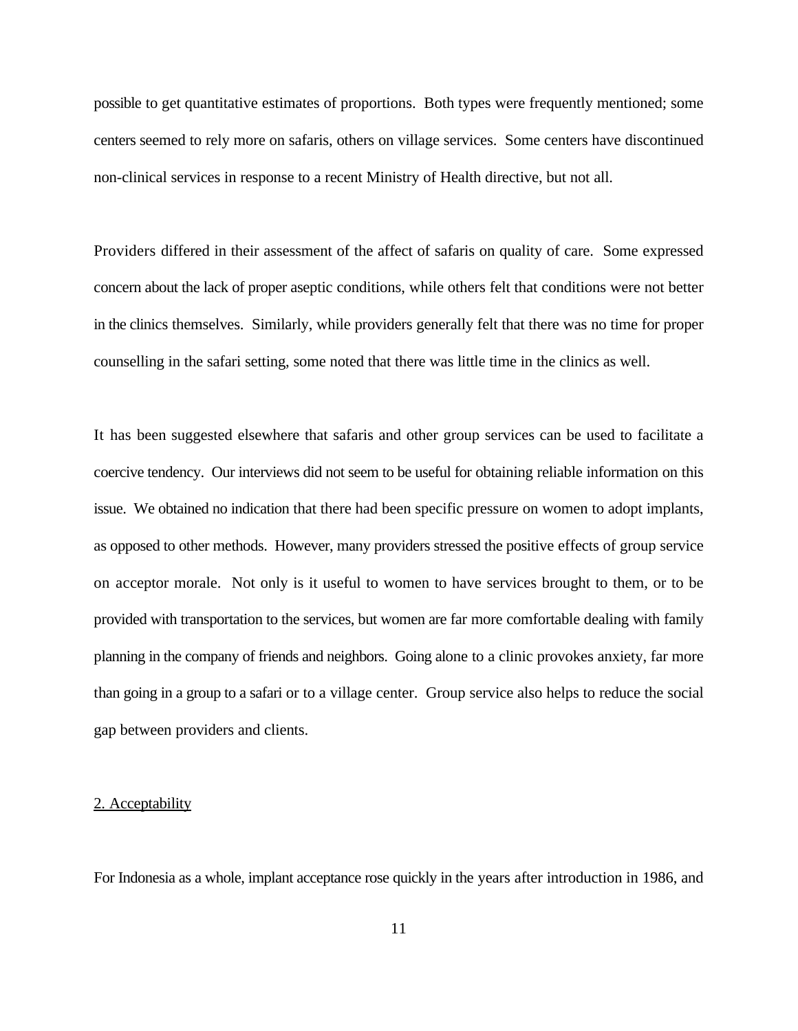possible to get quantitative estimates of proportions. Both types were frequently mentioned; some centers seemed to rely more on safaris, others on village services. Some centers have discontinued non-clinical services in response to a recent Ministry of Health directive, but not all.

Providers differed in their assessment of the affect of safaris on quality of care. Some expressed concern about the lack of proper aseptic conditions, while others felt that conditions were not better in the clinics themselves. Similarly, while providers generally felt that there was no time for proper counselling in the safari setting, some noted that there was little time in the clinics as well.

It has been suggested elsewhere that safaris and other group services can be used to facilitate a coercive tendency. Our interviews did not seem to be useful for obtaining reliable information on this issue. We obtained no indication that there had been specific pressure on women to adopt implants, as opposed to other methods. However, many providers stressed the positive effects of group service on acceptor morale. Not only is it useful to women to have services brought to them, or to be provided with transportation to the services, but women are far more comfortable dealing with family planning in the company of friends and neighbors. Going alone to a clinic provokes anxiety, far more than going in a group to a safari or to a village center. Group service also helps to reduce the social gap between providers and clients.

## 2. Acceptability

For Indonesia as a whole, implant acceptance rose quickly in the years after introduction in 1986, and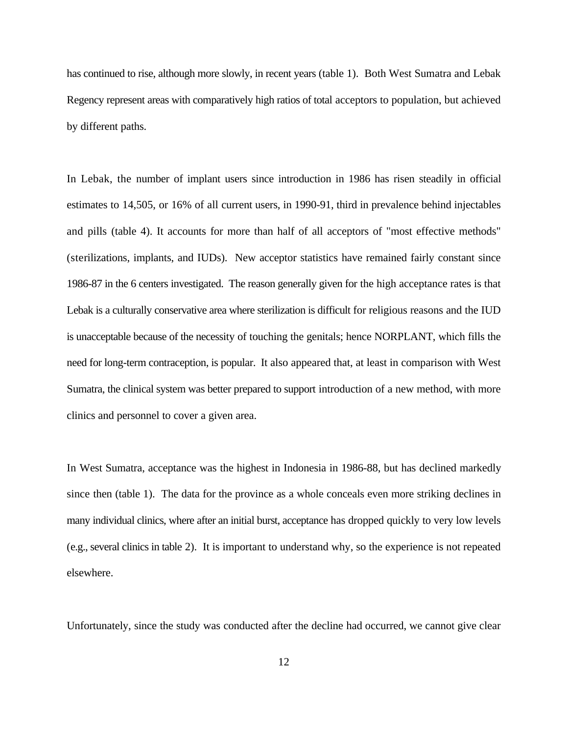has continued to rise, although more slowly, in recent years (table 1). Both West Sumatra and Lebak Regency represent areas with comparatively high ratios of total acceptors to population, but achieved by different paths.

In Lebak, the number of implant users since introduction in 1986 has risen steadily in official estimates to 14,505, or 16% of all current users, in 1990-91, third in prevalence behind injectables and pills (table 4). It accounts for more than half of all acceptors of "most effective methods" (sterilizations, implants, and IUDs). New acceptor statistics have remained fairly constant since 1986-87 in the 6 centers investigated. The reason generally given for the high acceptance rates is that Lebak is a culturally conservative area where sterilization is difficult for religious reasons and the IUD is unacceptable because of the necessity of touching the genitals; hence NORPLANT, which fills the need for long-term contraception, is popular. It also appeared that, at least in comparison with West Sumatra, the clinical system was better prepared to support introduction of a new method, with more clinics and personnel to cover a given area.

In West Sumatra, acceptance was the highest in Indonesia in 1986-88, but has declined markedly since then (table 1). The data for the province as a whole conceals even more striking declines in many individual clinics, where after an initial burst, acceptance has dropped quickly to very low levels (e.g., several clinics in table 2). It is important to understand why, so the experience is not repeated elsewhere.

Unfortunately, since the study was conducted after the decline had occurred, we cannot give clear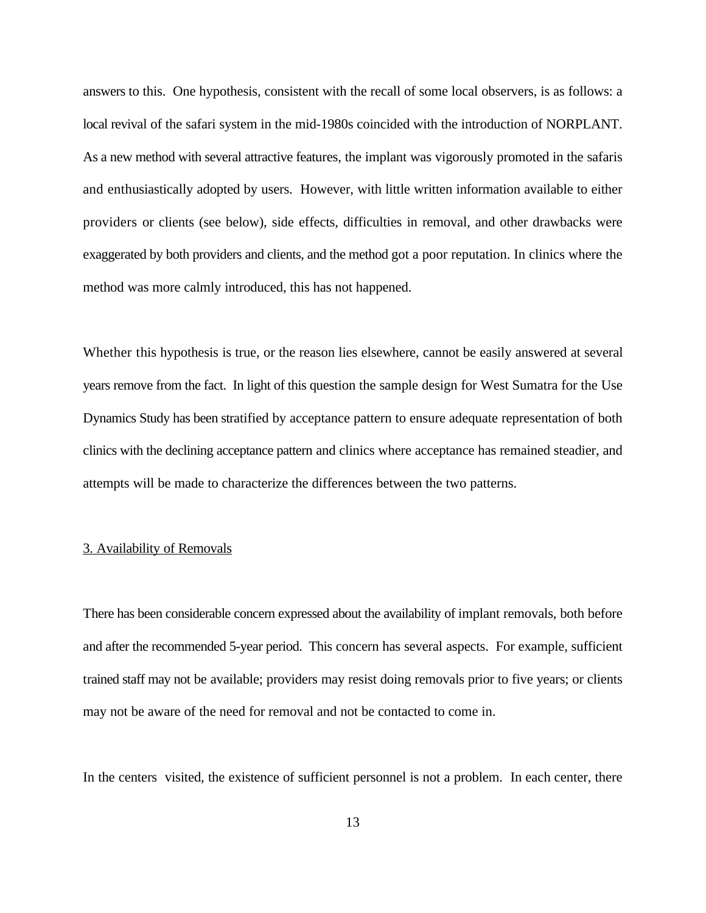answers to this. One hypothesis, consistent with the recall of some local observers, is as follows: a local revival of the safari system in the mid-1980s coincided with the introduction of NORPLANT. As a new method with several attractive features, the implant was vigorously promoted in the safaris and enthusiastically adopted by users. However, with little written information available to either providers or clients (see below), side effects, difficulties in removal, and other drawbacks were exaggerated by both providers and clients, and the method got a poor reputation. In clinics where the method was more calmly introduced, this has not happened.

Whether this hypothesis is true, or the reason lies elsewhere, cannot be easily answered at several years remove from the fact. In light of this question the sample design for West Sumatra for the Use Dynamics Study has been stratified by acceptance pattern to ensure adequate representation of both clinics with the declining acceptance pattern and clinics where acceptance has remained steadier, and attempts will be made to characterize the differences between the two patterns.

<u>3. Availability of Removals</u>

There has been considerable concern expressed about the availability of implant removals, both before and after the recommended 5-year period. This concern has several aspects. For example, sufficient trained staff may not be available; providers may resist doing removals prior to five years; or clients may not be aware of the need for removal and not be contacted to come in.

In the centers visited, the existence of sufficient personnel is not a problem. In each center, there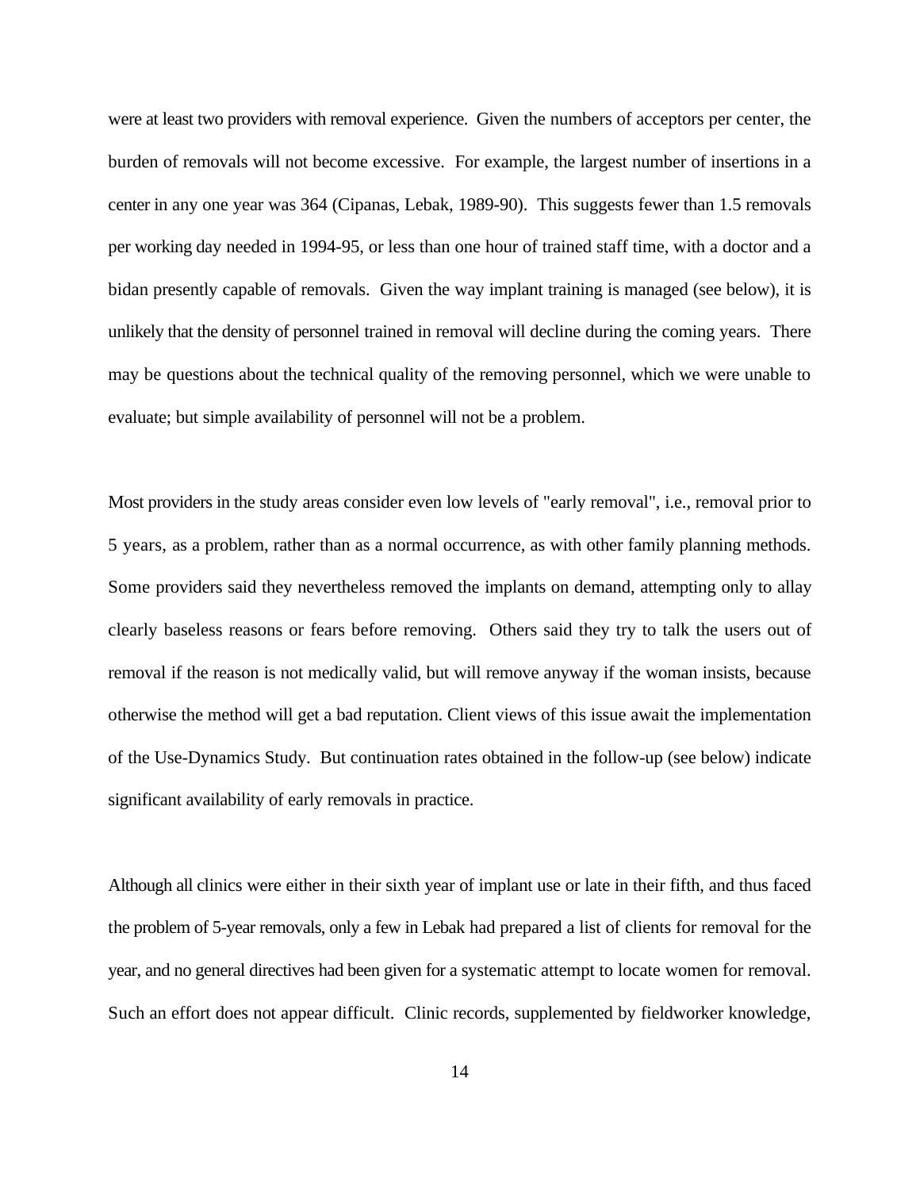were at least two providers with removal experience. Given the numbers of acceptors per center, the burden of removals will not become excessive. For example, the largest number of insertions in a center in any one year was 364 (Cipanas, Lebak, 1989-90). This suggests fewer than 1.5 removals per working day needed in 1994-95, or less than one hour of trained staff time, with a doctor and a bidan presently capable of removals. Given the way implant training is managed (see below), it is unlikely that the density of personnel trained in removal will decline during the coming years. There may be questions about the technical quality of the removing personnel, which we were unable to evaluate; but simple availability of personnel will not be a problem.

Most providers in the study areas consider even low levels of "early removal", i.e., removal prior to 5 years, as a problem, rather than as a normal occurrence, as with other family planning methods. Some providers said they nevertheless removed the implants on demand, attempting only to allay clearly baseless reasons or fears before removing. Others said they try to talk the users out of removal if the reason is not medically valid, but will remove anyway if the woman insists, because otherwise the method will get a bad reputation. Client views of this issue await the implementation of the Use-Dynamics Study. But continuation rates obtained in the follow-up (see below) indicate significant availability of early removals in practice.

Although all clinics were either in their sixth year of implant use or late in their fifth, and thus faced the problem of 5-year removals, only a few in Lebak had prepared a list of clients for removal for the year, and no general directives had been given for a systematic attempt to locate women for removal. Such an effort does not appear difficult. Clinic records, supplemented by fieldworker knowledge,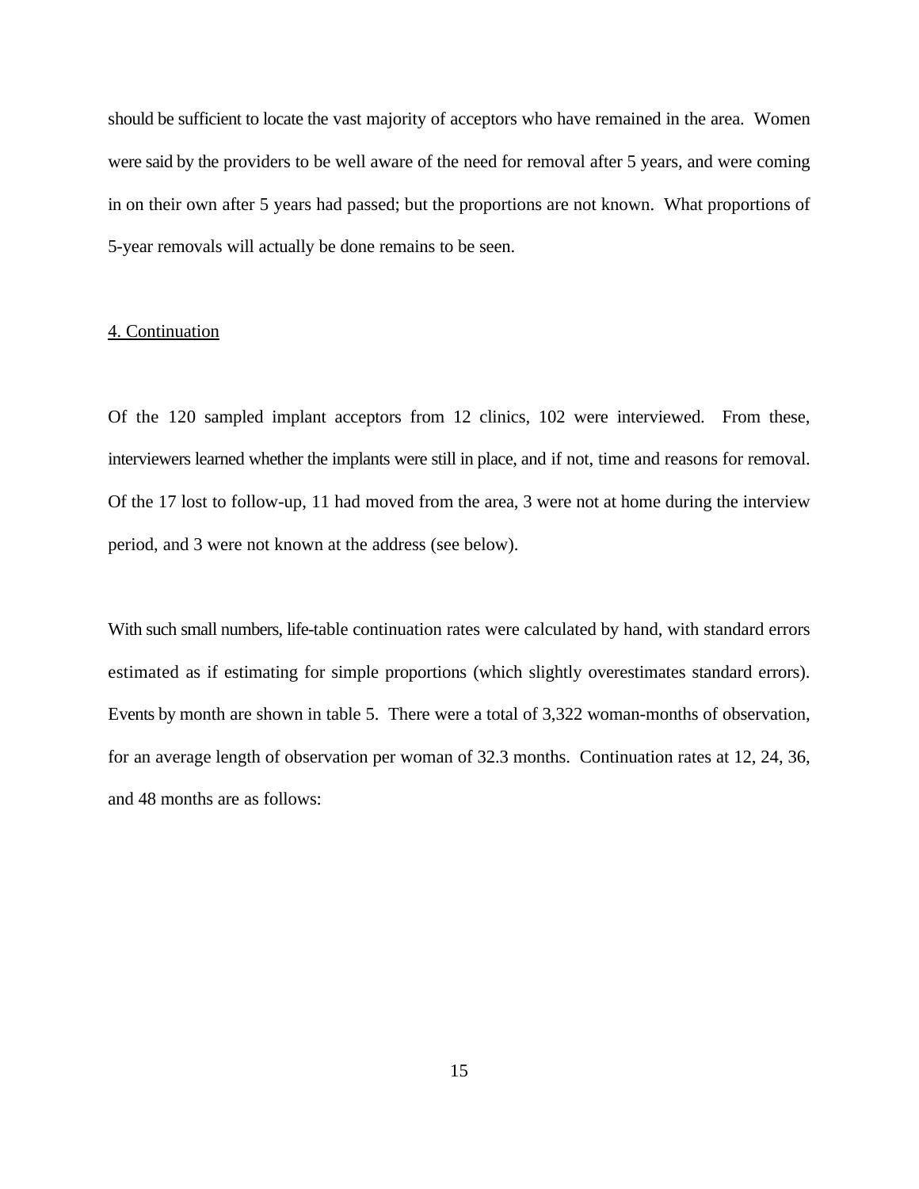should be sufficient to locate the vast majority of acceptors who have remained in the area. Women were said by the providers to be well aware of the need for removal after 5 years, and were coming in on their own after 5 years had passed; but the proportions are not known. What proportions of 5-year removals will actually be done remains to be seen.

## 4. Continuation

Of the 120 sampled implant acceptors from 12 clinics, 102 were interviewed. From these, interviewers learned whether the implants were still in place, and if not, time and reasons for removal. Of the 17 lost to follow-up, 11 had moved from the area, 3 were not at home during the interview period, and 3 were not known at the address (see below).

With such small numbers, life-table continuation rates were calculated by hand, with standard errors estimated as if estimating for simple proportions (which slightly overestimates standard errors). Events by month are shown in table 5. There were a total of 3,322 woman-months of observation, for an average length of observation per woman of 32.3 months. Continuation rates at 12, 24, 36, and 48 months are as follows: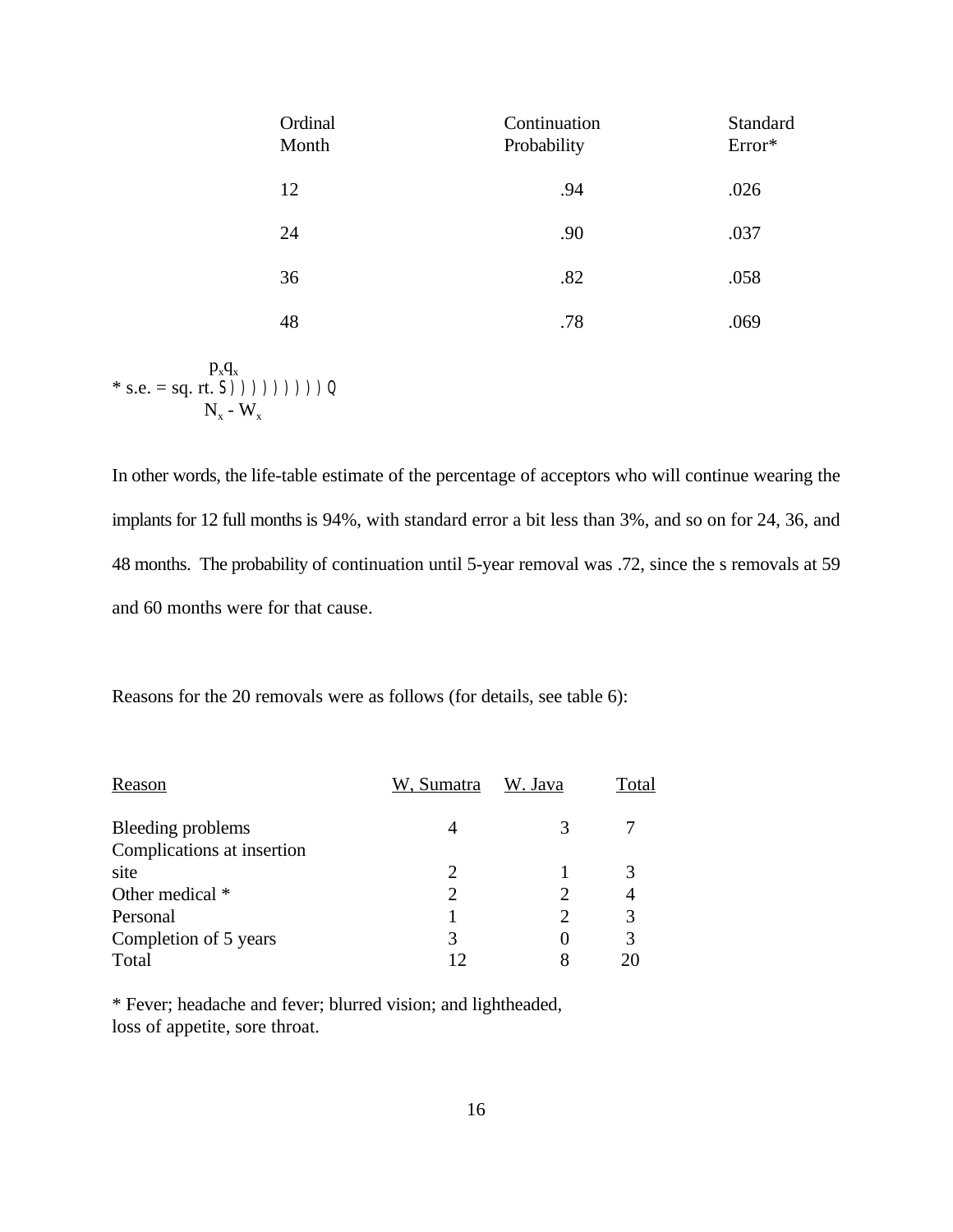| Ordinal Month | Continuation Probability | Standard Error* |
|---|---|---|
| 12 | .94 | .026 |
| 24 | .90 | .037 |
| 36 | .82 | .058 |
| 48 | .78 | .069 |

$$\text{* s.e.} = \text{sq. rt.} \frac{p_x q_x}{N_x - W_x}$$

In other words, the life-table estimate of the percentage of acceptors who will continue wearing the implants for 12 full months is 94%, with standard error a bit less than 3%, and so on for 24, 36, and 48 months. The probability of continuation until 5-year removal was .72, since the s removals at 59 and 60 months were for that cause.

Reasons for the 20 removals were as follows (for details, see table 6):

| Reason | W, Sumatra | W. Java | Total |
|---|---|---|---|
| Bleeding problems | 4 | 3 | 7 |
| Complications at insertion site | 2 | 1 | 3 |
| Other medical * | 2 | 2 | 4 |
| Personal | 1 | 2 | 3 |
| Completion of 5 years | 3 | 0 | 3 |
| Total | 12 | 8 | 20 |

* Fever; headache and fever; blurred vision; and lightheaded, loss of appetite, sore throat.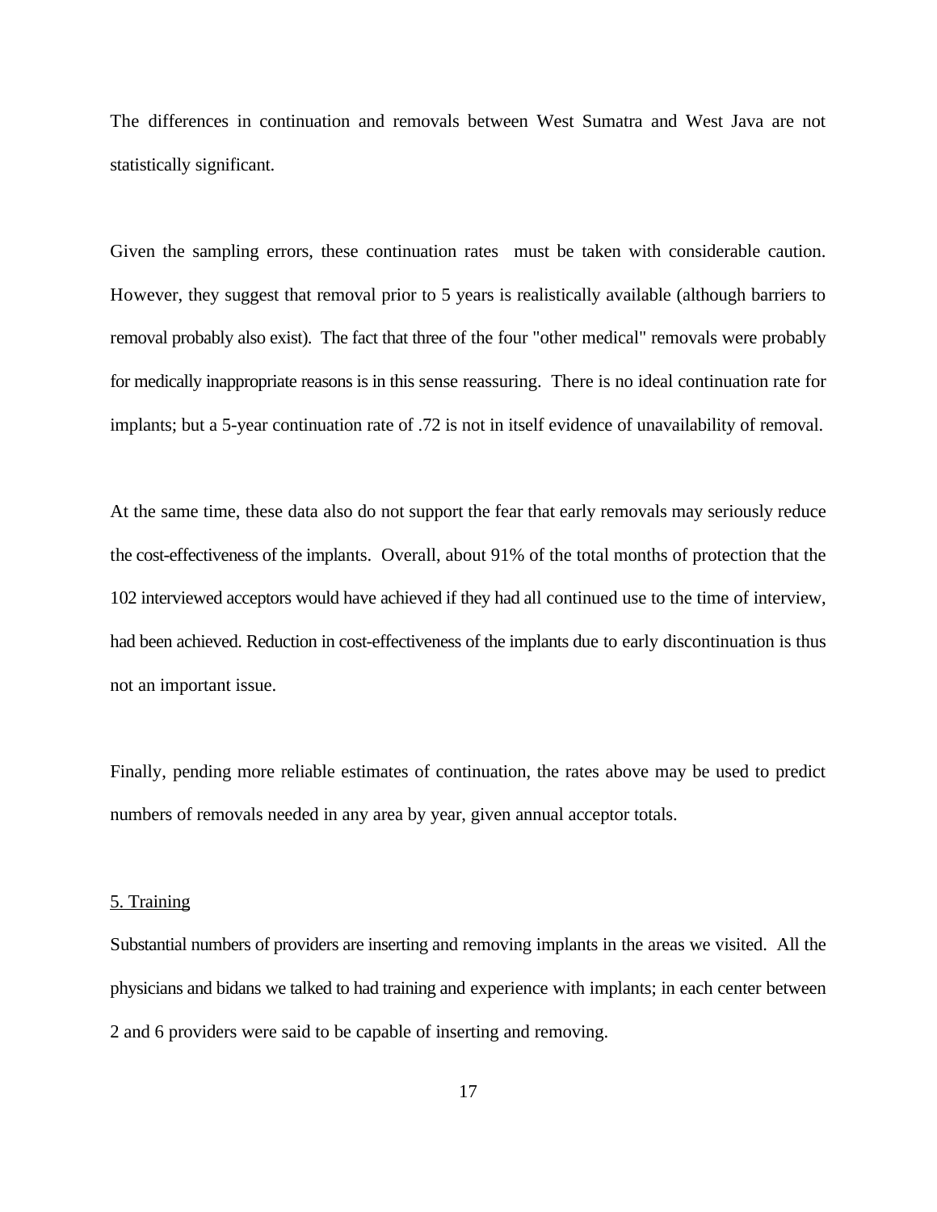The differences in continuation and removals between West Sumatra and West Java are not statistically significant.

Given the sampling errors, these continuation rates must be taken with considerable caution. However, they suggest that removal prior to 5 years is realistically available (although barriers to removal probably also exist). The fact that three of the four "other medical" removals were probably for medically inappropriate reasons is in this sense reassuring. There is no ideal continuation rate for implants; but a 5-year continuation rate of .72 is not in itself evidence of unavailability of removal.

At the same time, these data also do not support the fear that early removals may seriously reduce the cost-effectiveness of the implants. Overall, about 91% of the total months of protection that the 102 interviewed acceptors would have achieved if they had all continued use to the time of interview, had been achieved. Reduction in cost-effectiveness of the implants due to early discontinuation is thus not an important issue.

Finally, pending more reliable estimates of continuation, the rates above may be used to predict numbers of removals needed in any area by year, given annual acceptor totals.

## 5. Training

Substantial numbers of providers are inserting and removing implants in the areas we visited. All the physicians and bidans we talked to had training and experience with implants; in each center between 2 and 6 providers were said to be capable of inserting and removing.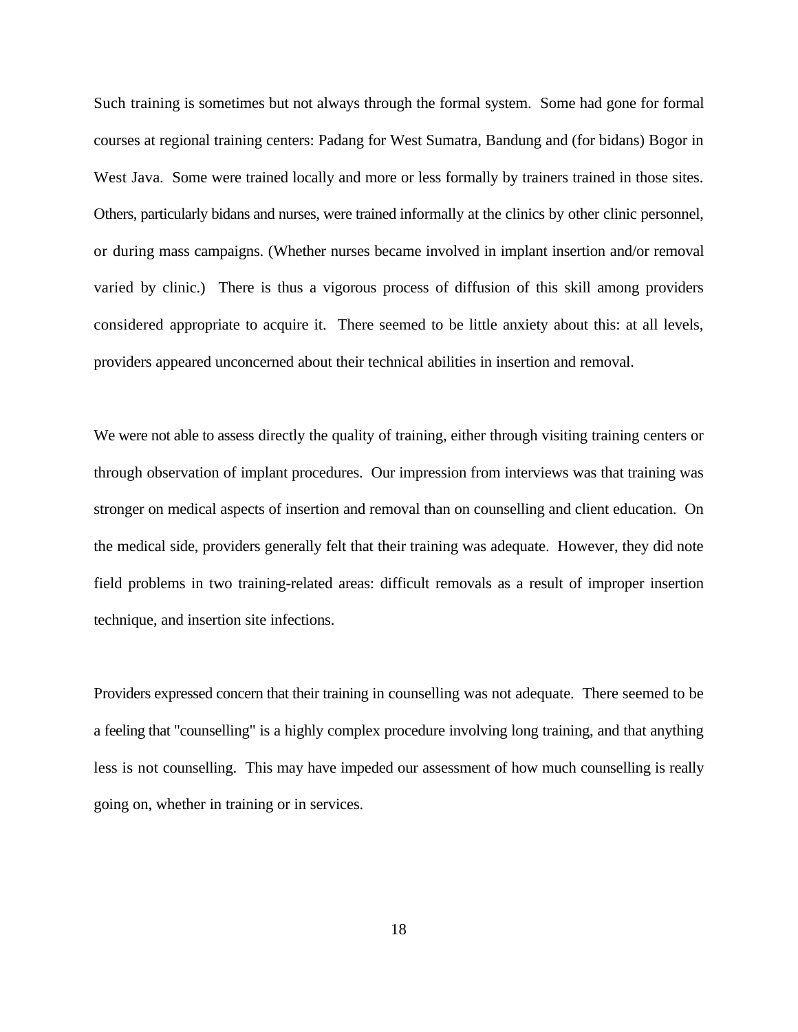Such training is sometimes but not always through the formal system. Some had gone for formal courses at regional training centers: Padang for West Sumatra, Bandung and (for bidans) Bogor in West Java. Some were trained locally and more or less formally by trainers trained in those sites. Others, particularly bidans and nurses, were trained informally at the clinics by other clinic personnel, or during mass campaigns. (Whether nurses became involved in implant insertion and/or removal varied by clinic.) There is thus a vigorous process of diffusion of this skill among providers considered appropriate to acquire it. There seemed to be little anxiety about this: at all levels, providers appeared unconcerned about their technical abilities in insertion and removal.

We were not able to assess directly the quality of training, either through visiting training centers or through observation of implant procedures. Our impression from interviews was that training was stronger on medical aspects of insertion and removal than on counselling and client education. On the medical side, providers generally felt that their training was adequate. However, they did note field problems in two training-related areas: difficult removals as a result of improper insertion technique, and insertion site infections.

Providers expressed concern that their training in counselling was not adequate. There seemed to be a feeling that "counselling" is a highly complex procedure involving long training, and that anything less is not counselling. This may have impeded our assessment of how much counselling is really going on, whether in training or in services.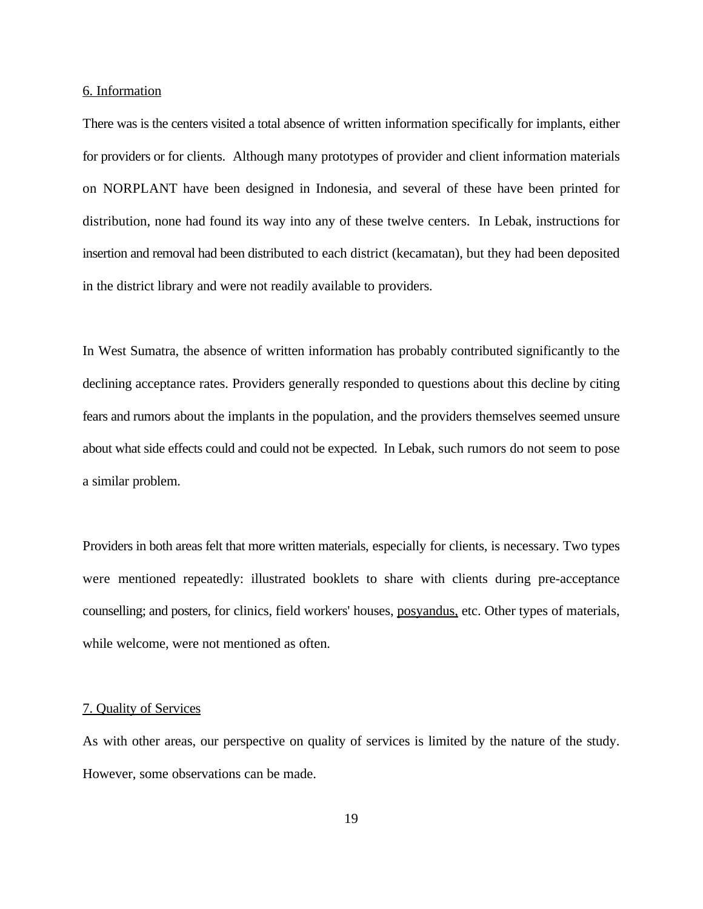## 6. Information

There was is the centers visited a total absence of written information specifically for implants, either for providers or for clients. Although many prototypes of provider and client information materials on NORPLANT have been designed in Indonesia, and several of these have been printed for distribution, none had found its way into any of these twelve centers. In Lebak, instructions for insertion and removal had been distributed to each district (kecamatan), but they had been deposited in the district library and were not readily available to providers.

In West Sumatra, the absence of written information has probably contributed significantly to the declining acceptance rates. Providers generally responded to questions about this decline by citing fears and rumors about the implants in the population, and the providers themselves seemed unsure about what side effects could and could not be expected. In Lebak, such rumors do not seem to pose a similar problem.

Providers in both areas felt that more written materials, especially for clients, is necessary. Two types were mentioned repeatedly: illustrated booklets to share with clients during pre-acceptance counselling; and posters, for clinics, field workers' houses, posyandus, etc. Other types of materials, while welcome, were not mentioned as often.

## 7. Quality of Services

As with other areas, our perspective on quality of services is limited by the nature of the study. However, some observations can be made.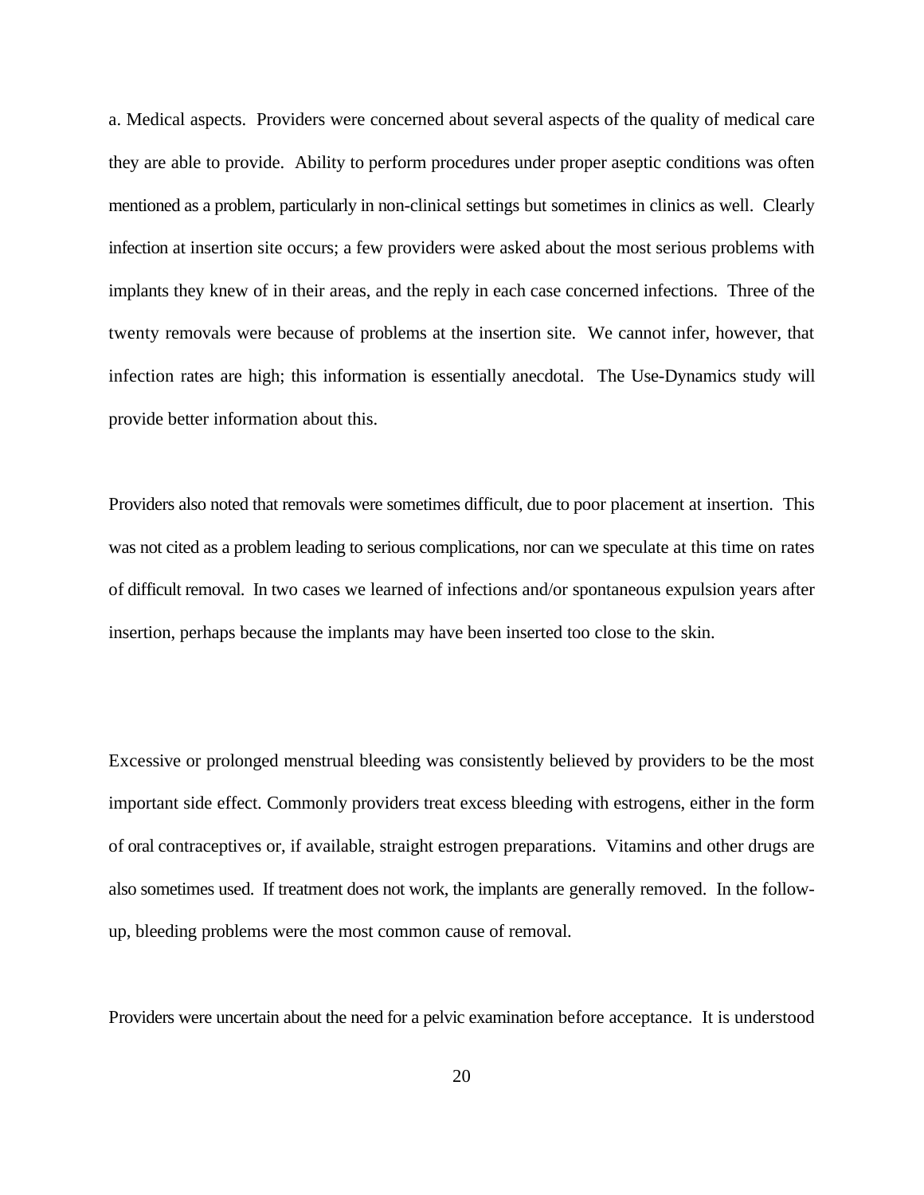a. Medical aspects. Providers were concerned about several aspects of the quality of medical care they are able to provide. Ability to perform procedures under proper aseptic conditions was often mentioned as a problem, particularly in non-clinical settings but sometimes in clinics as well. Clearly infection at insertion site occurs; a few providers were asked about the most serious problems with implants they knew of in their areas, and the reply in each case concerned infections. Three of the twenty removals were because of problems at the insertion site. We cannot infer, however, that infection rates are high; this information is essentially anecdotal. The Use-Dynamics study will provide better information about this.

Providers also noted that removals were sometimes difficult, due to poor placement at insertion. This was not cited as a problem leading to serious complications, nor can we speculate at this time on rates of difficult removal. In two cases we learned of infections and/or spontaneous expulsion years after insertion, perhaps because the implants may have been inserted too close to the skin.

Excessive or prolonged menstrual bleeding was consistently believed by providers to be the most important side effect. Commonly providers treat excess bleeding with estrogens, either in the form of oral contraceptives or, if available, straight estrogen preparations. Vitamins and other drugs are also sometimes used. If treatment does not work, the implants are generally removed. In the follow-up, bleeding problems were the most common cause of removal.

Providers were uncertain about the need for a pelvic examination before acceptance. It is understood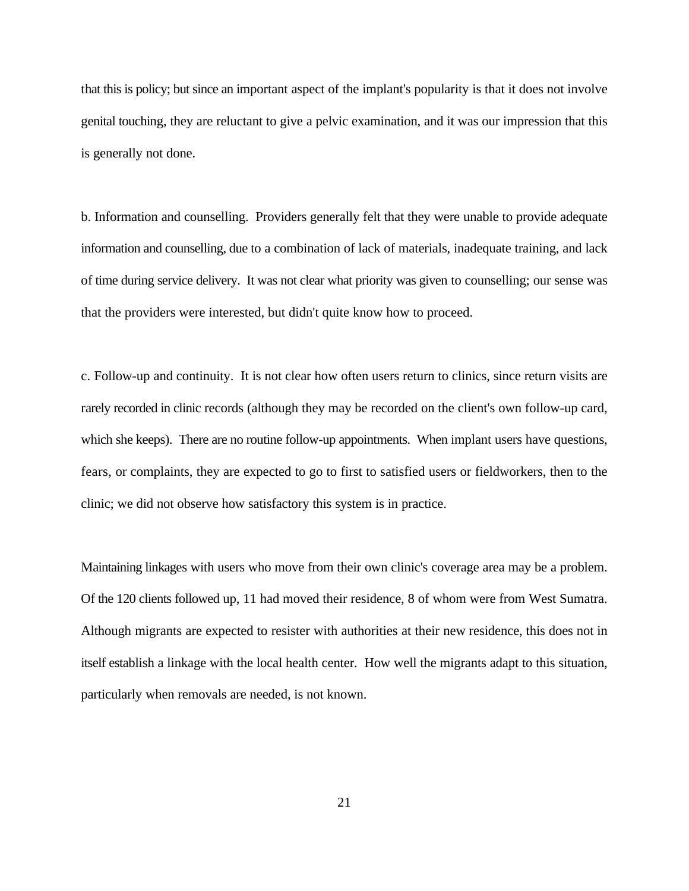that this is policy; but since an important aspect of the implant's popularity is that it does not involve genital touching, they are reluctant to give a pelvic examination, and it was our impression that this is generally not done.

b. Information and counselling. Providers generally felt that they were unable to provide adequate information and counselling, due to a combination of lack of materials, inadequate training, and lack of time during service delivery. It was not clear what priority was given to counselling; our sense was that the providers were interested, but didn't quite know how to proceed.

c. Follow-up and continuity. It is not clear how often users return to clinics, since return visits are rarely recorded in clinic records (although they may be recorded on the client's own follow-up card, which she keeps). There are no routine follow-up appointments. When implant users have questions, fears, or complaints, they are expected to go to first to satisfied users or fieldworkers, then to the clinic; we did not observe how satisfactory this system is in practice.

Maintaining linkages with users who move from their own clinic's coverage area may be a problem. Of the 120 clients followed up, 11 had moved their residence, 8 of whom were from West Sumatra. Although migrants are expected to resister with authorities at their new residence, this does not in itself establish a linkage with the local health center. How well the migrants adapt to this situation, particularly when removals are needed, is not known.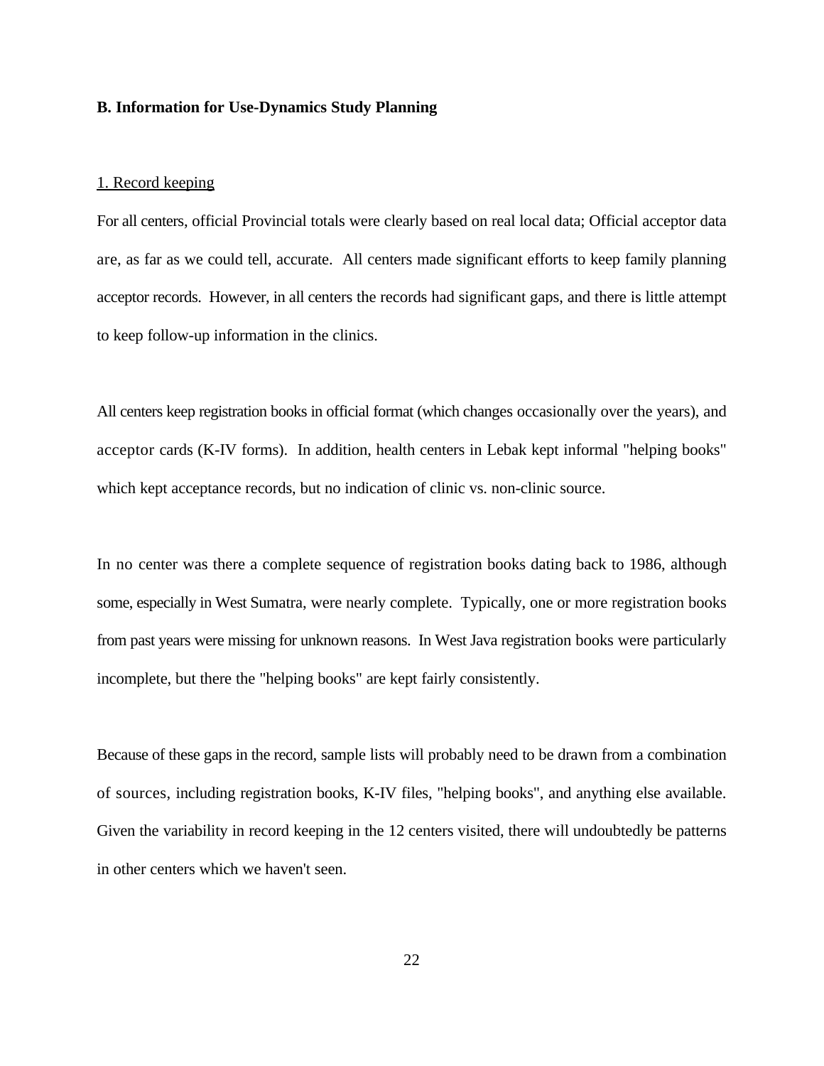## B. Information for Use-Dynamics Study Planning

### 1. Record keeping

For all centers, official Provincial totals were clearly based on real local data; Official acceptor data are, as far as we could tell, accurate. All centers made significant efforts to keep family planning acceptor records. However, in all centers the records had significant gaps, and there is little attempt to keep follow-up information in the clinics.

All centers keep registration books in official format (which changes occasionally over the years), and acceptor cards (K-IV forms). In addition, health centers in Lebak kept informal "helping books" which kept acceptance records, but no indication of clinic vs. non-clinic source.

In no center was there a complete sequence of registration books dating back to 1986, although some, especially in West Sumatra, were nearly complete. Typically, one or more registration books from past years were missing for unknown reasons. In West Java registration books were particularly incomplete, but there the "helping books" are kept fairly consistently.

Because of these gaps in the record, sample lists will probably need to be drawn from a combination of sources, including registration books, K-IV files, "helping books", and anything else available. Given the variability in record keeping in the 12 centers visited, there will undoubtedly be patterns in other centers which we haven't seen.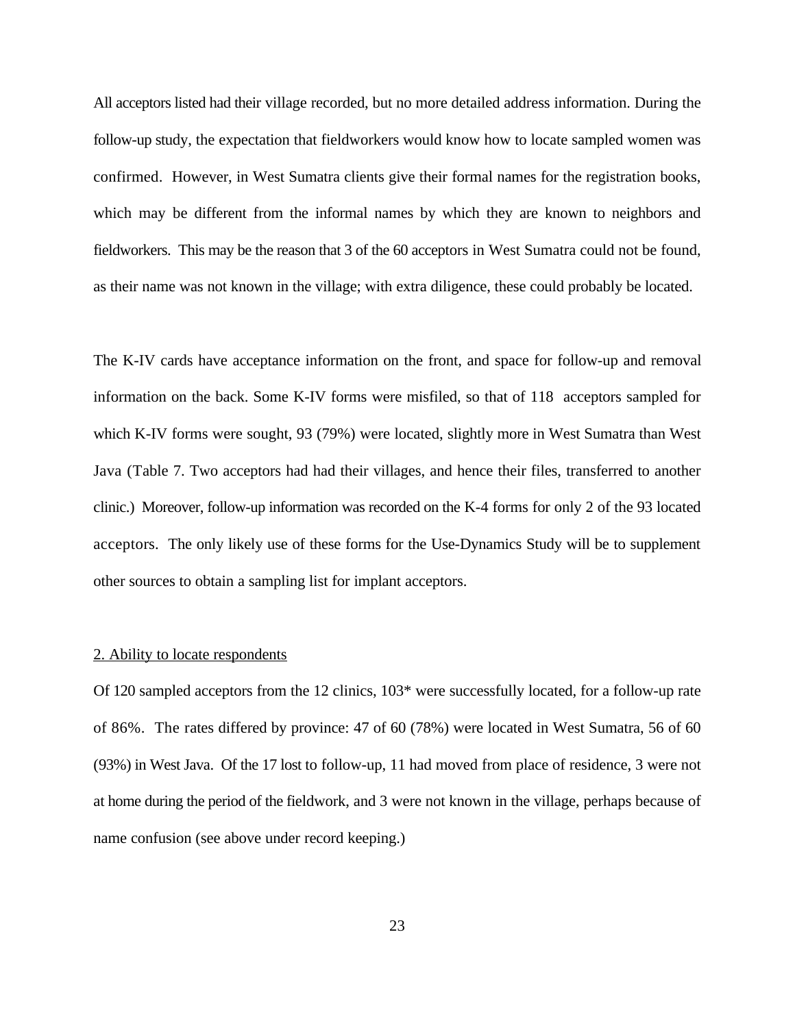All acceptors listed had their village recorded, but no more detailed address information. During the follow-up study, the expectation that fieldworkers would know how to locate sampled women was confirmed. However, in West Sumatra clients give their formal names for the registration books, which may be different from the informal names by which they are known to neighbors and fieldworkers. This may be the reason that 3 of the 60 acceptors in West Sumatra could not be found, as their name was not known in the village; with extra diligence, these could probably be located.

The K-IV cards have acceptance information on the front, and space for follow-up and removal information on the back. Some K-IV forms were misfiled, so that of 118 acceptors sampled for which K-IV forms were sought, 93 (79%) were located, slightly more in West Sumatra than West Java (Table 7. Two acceptors had had their villages, and hence their files, transferred to another clinic.) Moreover, follow-up information was recorded on the K-4 forms for only 2 of the 93 located acceptors. The only likely use of these forms for the Use-Dynamics Study will be to supplement other sources to obtain a sampling list for implant acceptors.

<u>2. Ability to locate respondents</u>

Of 120 sampled acceptors from the 12 clinics, 103* were successfully located, for a follow-up rate of 86%. The rates differed by province: 47 of 60 (78%) were located in West Sumatra, 56 of 60 (93%) in West Java. Of the 17 lost to follow-up, 11 had moved from place of residence, 3 were not at home during the period of the fieldwork, and 3 were not known in the village, perhaps because of name confusion (see above under record keeping.)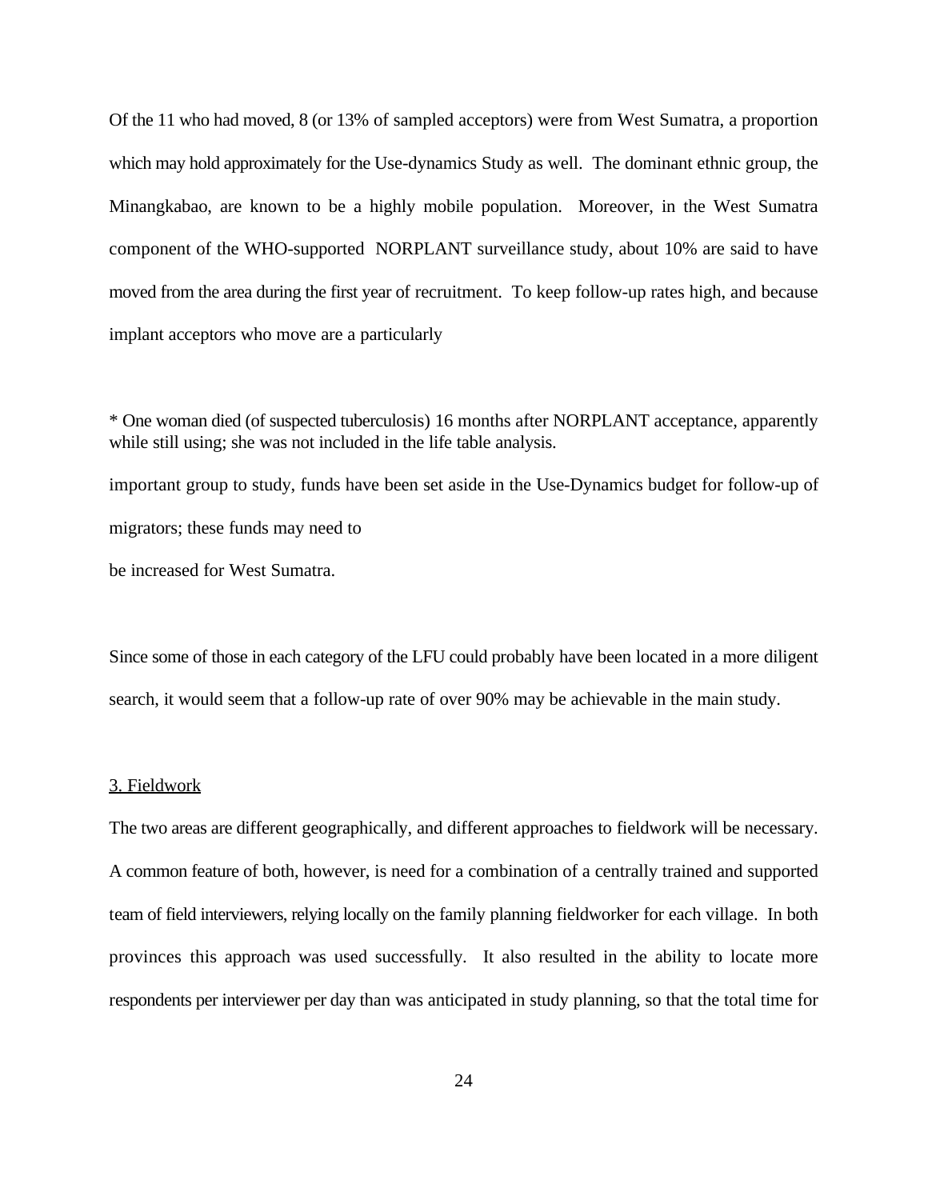Of the 11 who had moved, 8 (or 13% of sampled acceptors) were from West Sumatra, a proportion which may hold approximately for the Use-dynamics Study as well. The dominant ethnic group, the Minangkabao, are known to be a highly mobile population. Moreover, in the West Sumatra component of the WHO-supported NORPLANT surveillance study, about 10% are said to have moved from the area during the first year of recruitment. To keep follow-up rates high, and because implant acceptors who move are a particularly important group to study, funds have been set aside in the Use-Dynamics budget for follow-up of migrators; these funds may need to be increased for West Sumatra.

* One woman died (of suspected tuberculosis) 16 months after NORPLANT acceptance, apparently while still using; she was not included in the life table analysis.

Since some of those in each category of the LFU could probably have been located in a more diligent search, it would seem that a follow-up rate of over 90% may be achievable in the main study.

## 3. Fieldwork

The two areas are different geographically, and different approaches to fieldwork will be necessary. A common feature of both, however, is need for a combination of a centrally trained and supported team of field interviewers, relying locally on the family planning fieldworker for each village. In both provinces this approach was used successfully. It also resulted in the ability to locate more respondents per interviewer per day than was anticipated in study planning, so that the total time for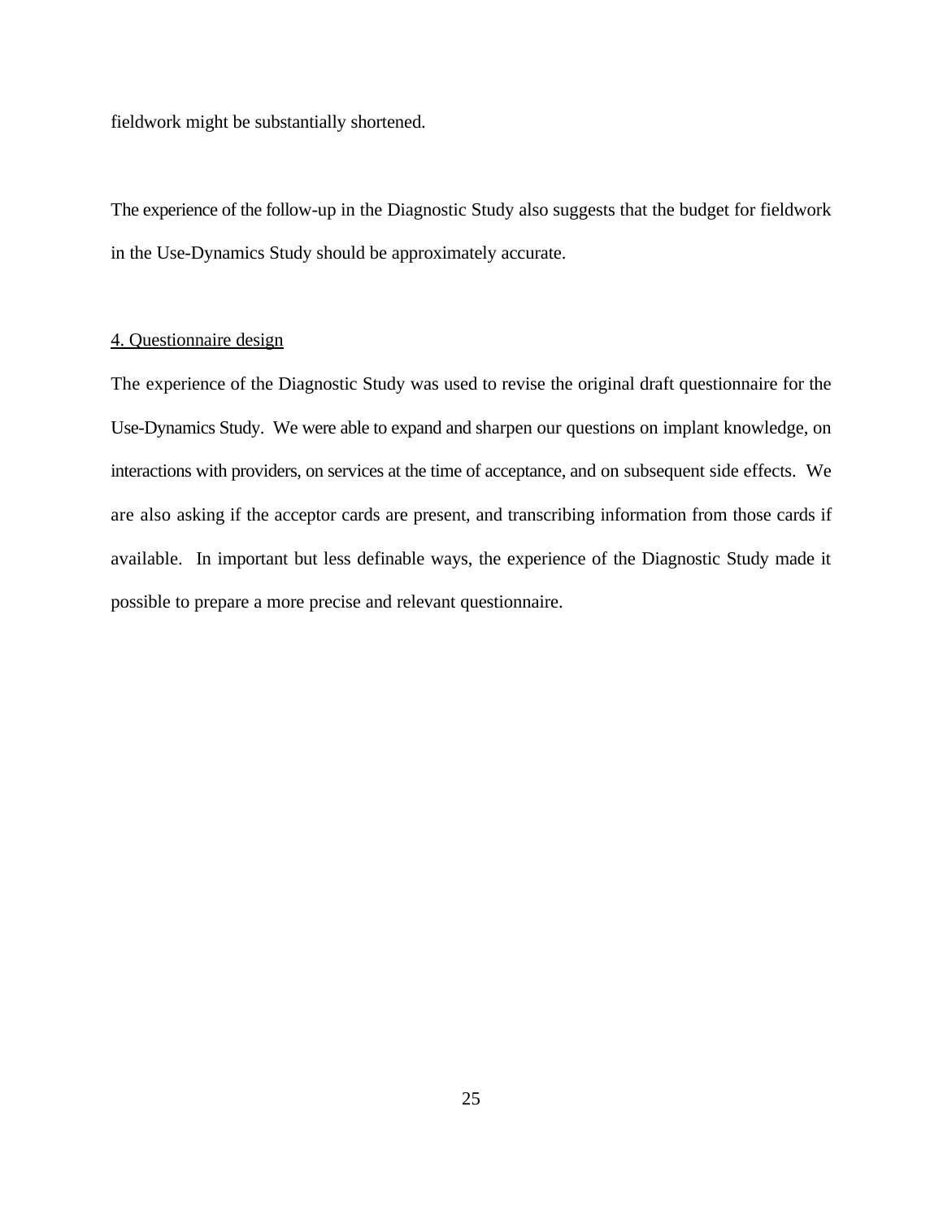fieldwork might be substantially shortened.

The experience of the follow-up in the Diagnostic Study also suggests that the budget for fieldwork in the Use-Dynamics Study should be approximately accurate.

<u>4. Questionnaire design</u>

The experience of the Diagnostic Study was used to revise the original draft questionnaire for the Use-Dynamics Study. We were able to expand and sharpen our questions on implant knowledge, on interactions with providers, on services at the time of acceptance, and on subsequent side effects. We are also asking if the acceptor cards are present, and transcribing information from those cards if available. In important but less definable ways, the experience of the Diagnostic Study made it possible to prepare a more precise and relevant questionnaire.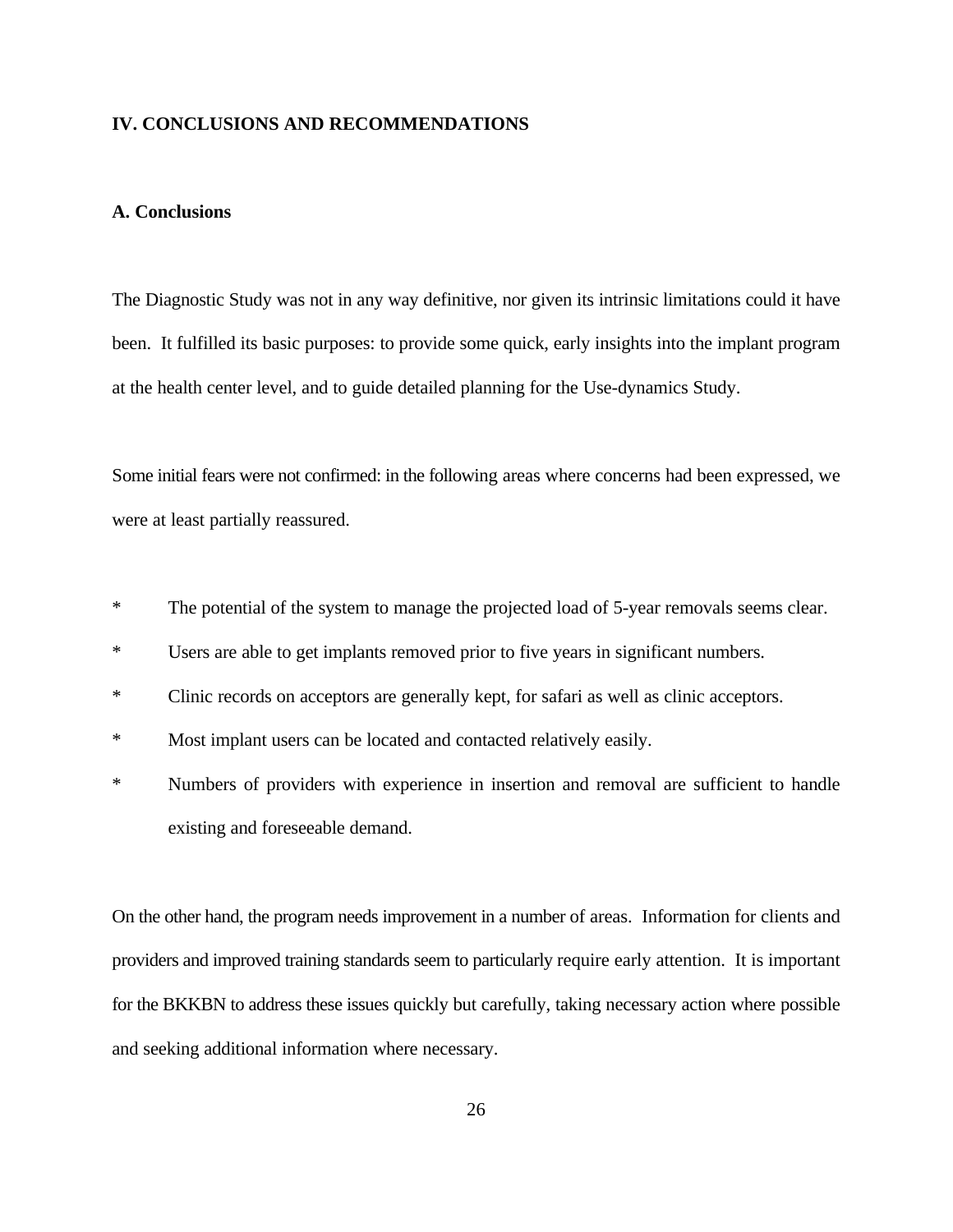## IV. CONCLUSIONS AND RECOMMENDATIONS

### A. Conclusions

The Diagnostic Study was not in any way definitive, nor given its intrinsic limitations could it have been. It fulfilled its basic purposes: to provide some quick, early insights into the implant program at the health center level, and to guide detailed planning for the Use-dynamics Study.

Some initial fears were not confirmed: in the following areas where concerns had been expressed, we were at least partially reassured.

- The potential of the system to manage the projected load of 5-year removals seems clear.
- Users are able to get implants removed prior to five years in significant numbers.
- Clinic records on acceptors are generally kept, for safari as well as clinic acceptors.
- Most implant users can be located and contacted relatively easily.
- Numbers of providers with experience in insertion and removal are sufficient to handle existing and foreseeable demand.

On the other hand, the program needs improvement in a number of areas. Information for clients and providers and improved training standards seem to particularly require early attention. It is important for the BKKBN to address these issues quickly but carefully, taking necessary action where possible and seeking additional information where necessary.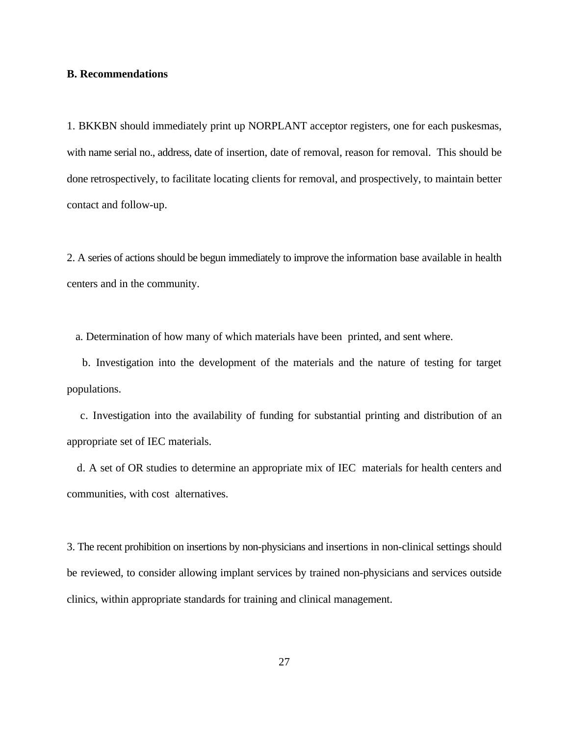### B. Recommendations

1. BKKBN should immediately print up NORPLANT acceptor registers, one for each puskesmas, with name serial no., address, date of insertion, date of removal, reason for removal. This should be done retrospectively, to facilitate locating clients for removal, and prospectively, to maintain better contact and follow-up.

2. A series of actions should be begun immediately to improve the information base available in health centers and in the community.

   a. Determination of how many of which materials have been printed, and sent where.

   b. Investigation into the development of the materials and the nature of testing for target populations.

   c. Investigation into the availability of funding for substantial printing and distribution of an appropriate set of IEC materials.

   d. A set of OR studies to determine an appropriate mix of IEC materials for health centers and communities, with cost alternatives.

3. The recent prohibition on insertions by non-physicians and insertions in non-clinical settings should be reviewed, to consider allowing implant services by trained non-physicians and services outside clinics, within appropriate standards for training and clinical management.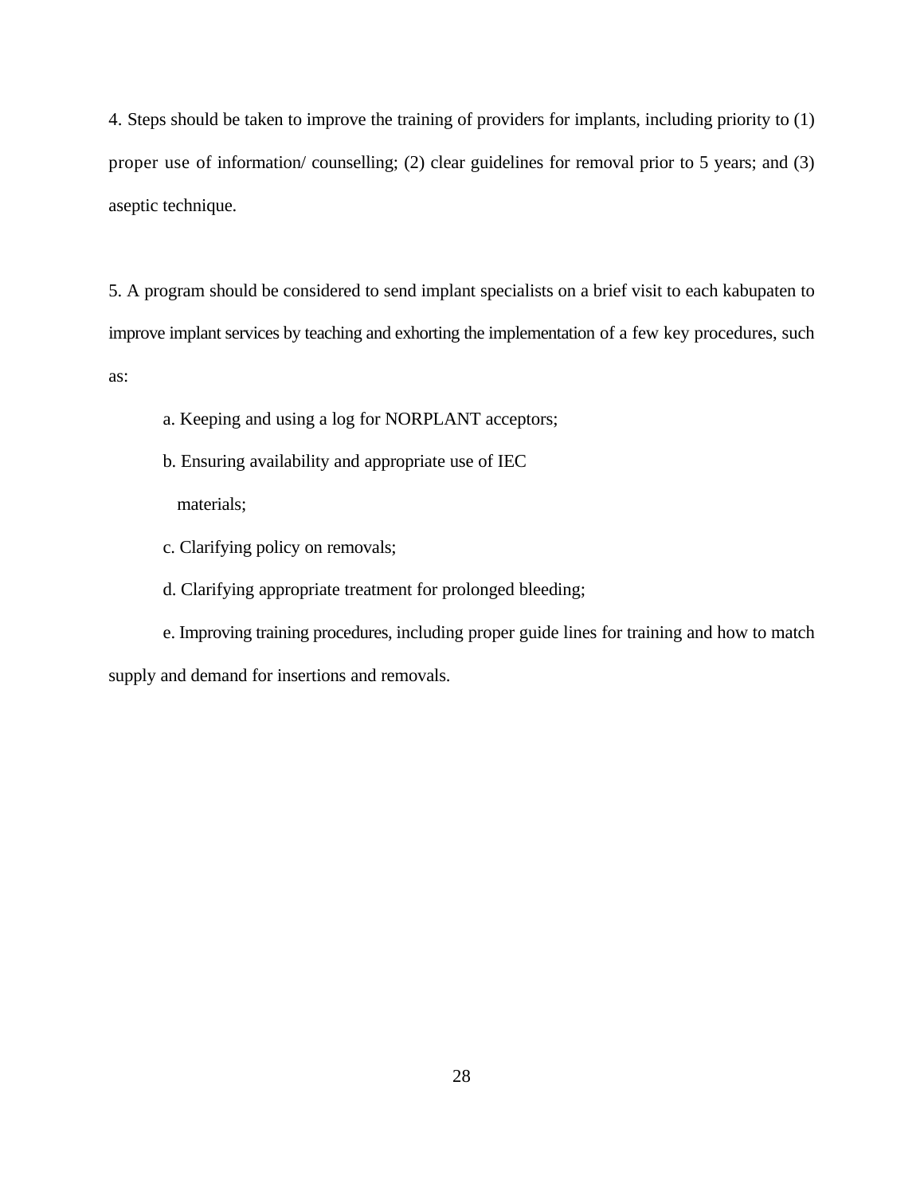4. Steps should be taken to improve the training of providers for implants, including priority to (1) proper use of information/ counselling; (2) clear guidelines for removal prior to 5 years; and (3) aseptic technique.

5. A program should be considered to send implant specialists on a brief visit to each kabupaten to improve implant services by teaching and exhorting the implementation of a few key procedures, such as:

a. Keeping and using a log for NORPLANT acceptors;

b. Ensuring availability and appropriate use of IEC materials;

c. Clarifying policy on removals;

d. Clarifying appropriate treatment for prolonged bleeding;

e. Improving training procedures, including proper guide lines for training and how to match supply and demand for insertions and removals.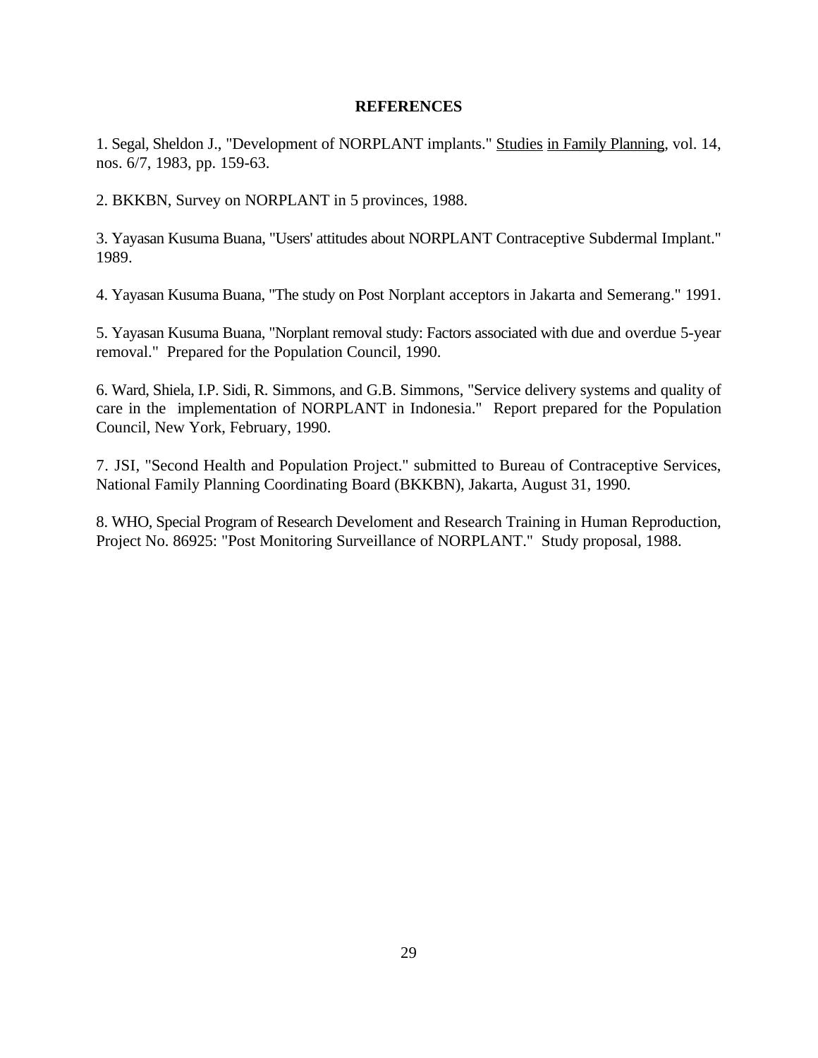## REFERENCES

1. Segal, Sheldon J., "Development of NORPLANT implants." Studies in Family Planning, vol. 14, nos. 6/7, 1983, pp. 159-63.

2. BKKBN, Survey on NORPLANT in 5 provinces, 1988.

3. Yayasan Kusuma Buana, "Users' attitudes about NORPLANT Contraceptive Subdermal Implant." 1989.

4. Yayasan Kusuma Buana, "The study on Post Norplant acceptors in Jakarta and Semerang." 1991.

5. Yayasan Kusuma Buana, "Norplant removal study: Factors associated with due and overdue 5-year removal." Prepared for the Population Council, 1990.

6. Ward, Shiela, I.P. Sidi, R. Simmons, and G.B. Simmons, "Service delivery systems and quality of care in the implementation of NORPLANT in Indonesia." Report prepared for the Population Council, New York, February, 1990.

7. JSI, "Second Health and Population Project." submitted to Bureau of Contraceptive Services, National Family Planning Coordinating Board (BKKBN), Jakarta, August 31, 1990.

8. WHO, Special Program of Research Develoment and Research Training in Human Reproduction, Project No. 86925: "Post Monitoring Surveillance of NORPLANT." Study proposal, 1988.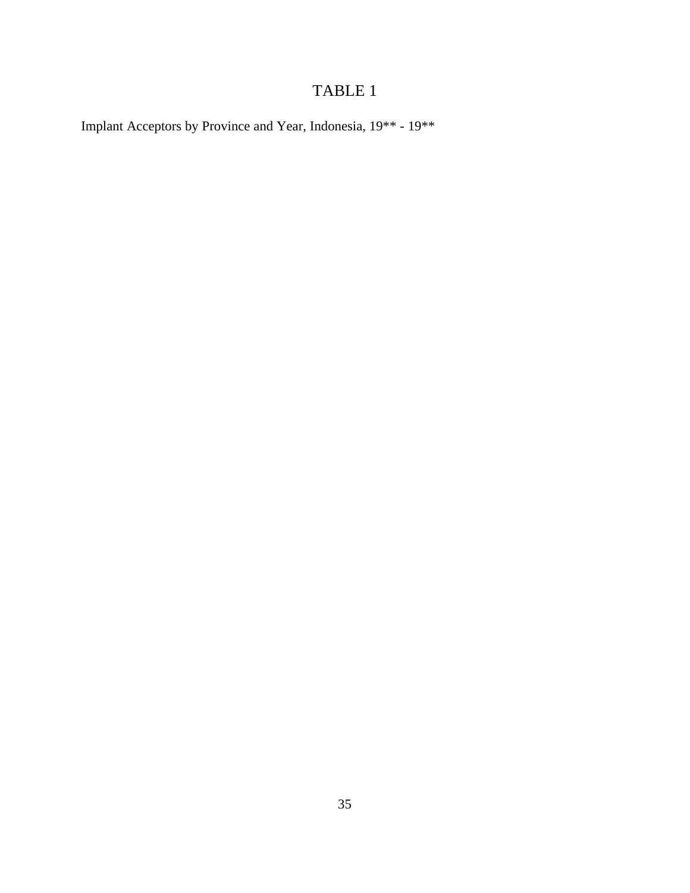# TABLE 1

Implant Acceptors by Province and Year, Indonesia, 19** - 19**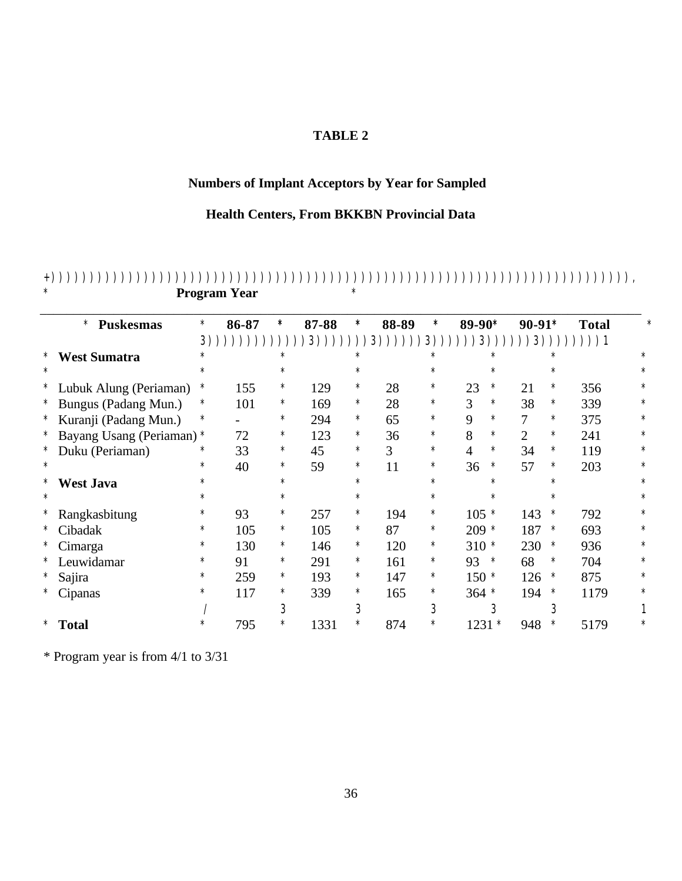**TABLE 2**

**Numbers of Implant Acceptors by Year for Sampled**

**Health Centers, From BKKBN Provincial Data**

| Puskesmas | Program Year | | | | | |
|---|---|---|---|---|---|---|
| | 86-87 | 87-88 | 88-89 | 89-90* | 90-91* | Total |
| **West Sumatra** | | | | | | |
| Lubuk Alung (Periaman) | 155 | 129 | 28 | 23 | 21 | 356 |
| Bungus (Padang Mun.) | 101 | 169 | 28 | 3 | 38 | 339 |
| Kuranji (Padang Mun.) | - | 294 | 65 | 9 | 7 | 375 |
| Bayang Usang (Periaman) | 72 | 123 | 36 | 8 | 2 | 241 |
| Duku (Periaman) | 33 | 45 | 3 | 4 | 34 | 119 |
| | 40 | 59 | 11 | 36 | 57 | 203 |
| **West Java** | | | | | | |
| Rangkasbitung | 93 | 257 | 194 | 105 | 143 | 792 |
| Cibadak | 105 | 105 | 87 | 209 | 187 | 693 |
| Cimarga | 130 | 146 | 120 | 310 | 230 | 936 |
| Leuwidamar | 91 | 291 | 161 | 93 | 68 | 704 |
| Sajira | 259 | 193 | 147 | 150 | 126 | 875 |
| Cipanas | 117 | 339 | 165 | 364 | 194 | 1179 |
| **Total** | 795 | 1331 | 874 | 1231 | 948 | 5179 |

* Program year is from 4/1 to 3/31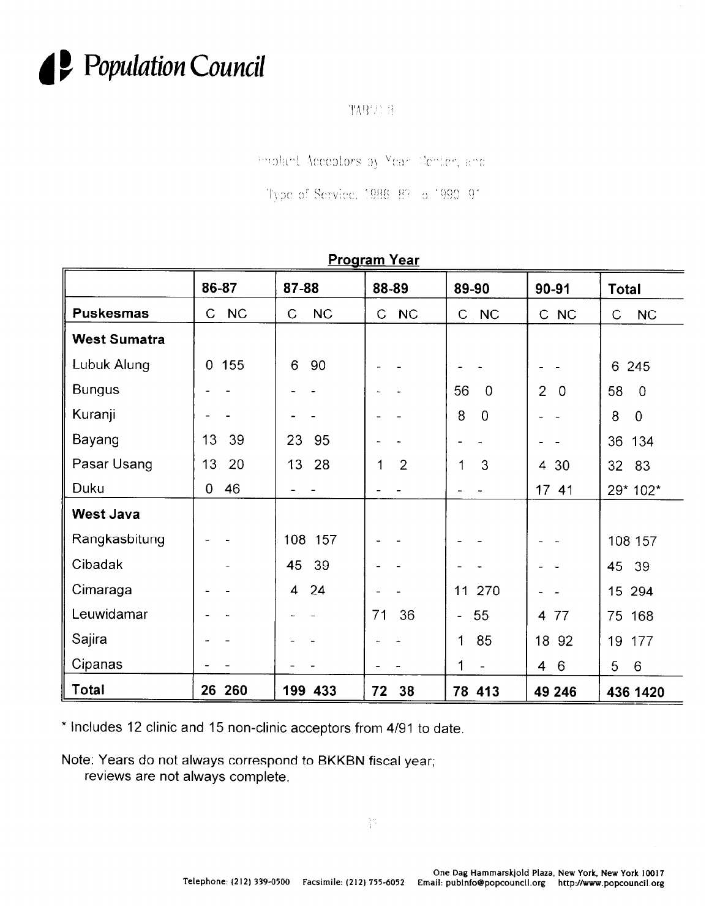# Population Council

TABLE 3

Implant Acceptors by Year, Center, and

Type of Service, 1986-87 to 1990-91

**Program Year**

| | 86-87 | | 87-88 | | 88-89 | | 89-90 | | 90-91 | | Total | |
|---|---|---|---|---|---|---|---|---|---|---|---|---|
| **Puskesmas** | C | NC | C | NC | C | NC | C | NC | C | NC | C | NC |
| **West Sumatra** | | | | | | | | | | | | |
| Lubuk Alung | 0 | 155 | 6 | 90 | - | - | - | - | - | - | 6 | 245 |
| Bungus | - | - | - | - | - | - | 56 | 0 | 2 | 0 | 58 | 0 |
| Kuranji | - | - | - | - | - | - | 8 | 0 | - | - | 8 | 0 |
| Bayang | 13 | 39 | 23 | 95 | - | - | - | - | - | - | 36 | 134 |
| Pasar Usang | 13 | 20 | 13 | 28 | 1 | 2 | 1 | 3 | 4 | 30 | 32 | 83 |
| Duku | 0 | 46 | - | - | - | - | - | - | 17 | 41 | 29* | 102* |
| **West Java** | | | | | | | | | | | | |
| Rangkasbitung | - | - | 108 | 157 | - | - | - | - | - | - | 108 | 157 |
| Cibadak | | - | 45 | 39 | - | - | - | - | - | - | 45 | 39 |
| Cimaraga | - | - | 4 | 24 | - | - | 11 | 270 | - | - | 15 | 294 |
| Leuwidamar | - | - | - | - | 71 | 36 | - | 55 | 4 | 77 | 75 | 168 |
| Sajira | - | - | - | - | - | - | 1 | 85 | 18 | 92 | 19 | 177 |
| Cipanas | - | - | - | - | - | - | 1 | - | 4 | 6 | 5 | 6 |
| **Total** | **26** | **260** | **199** | **433** | **72** | **38** | **78** | **413** | **49** | **246** | **436** | **1420** |

\* Includes 12 clinic and 15 non-clinic acceptors from 4/91 to date.

Note: Years do not always correspond to BKKBN fiscal year; reviews are not always complete.

One Dag Hammarskjold Plaza, New York, New York 10017
Telephone: (212) 339-0500 Facsimile: (212) 755-6052 Email: pubinfo@popcouncil.org http://www.popcouncil.org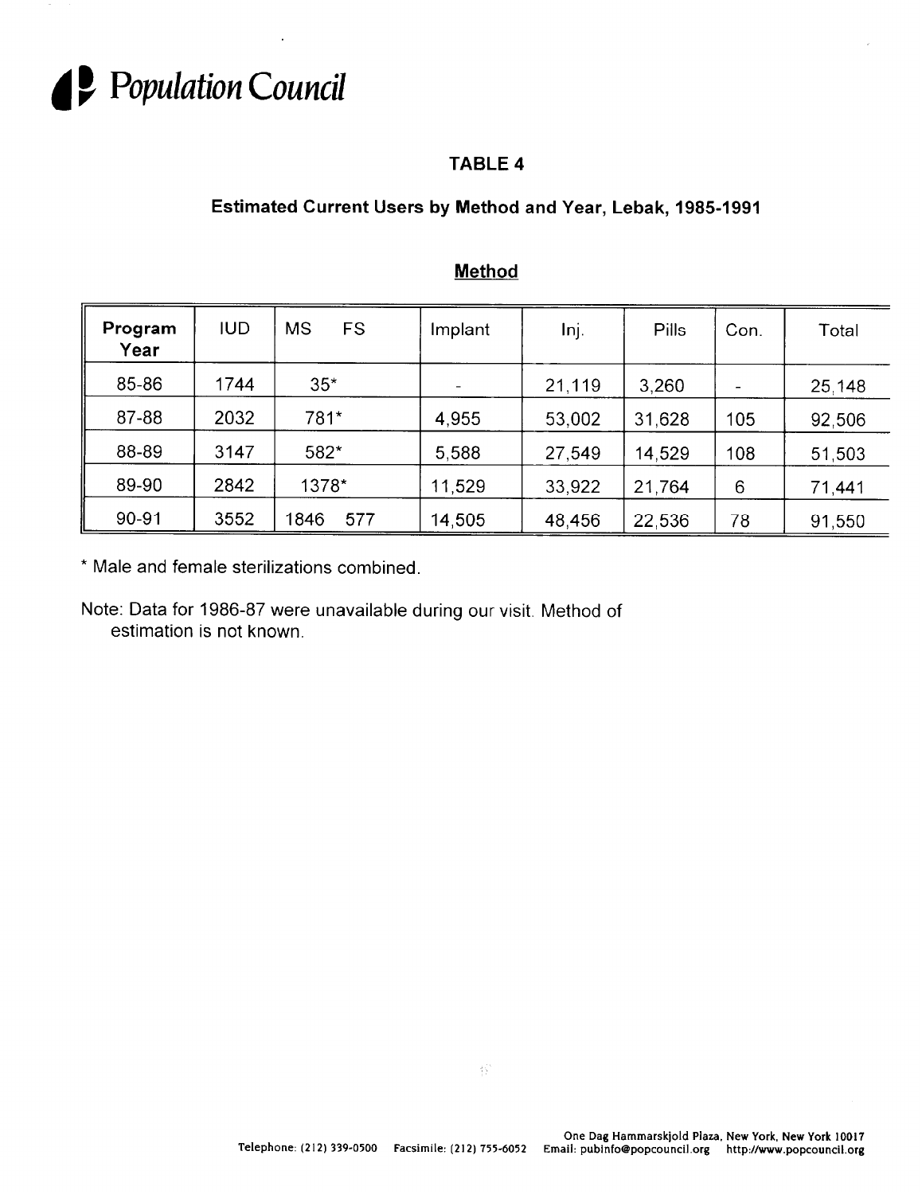# Population Council

## TABLE 4

### Estimated Current Users by Method and Year, Lebak, 1985-1991

**Method**

| Program Year | IUD | MS | FS | Implant | Inj. | Pills | Con. | Total |
|---|---|---|---|---|---|---|---|---|
| 85-86 | 1744 | 35* | | - | 21,119 | 3,260 | - | 25,148 |
| 87-88 | 2032 | 781* | | 4,955 | 53,002 | 31,628 | 105 | 92,506 |
| 88-89 | 3147 | 582* | | 5,588 | 27,549 | 14,529 | 108 | 51,503 |
| 89-90 | 2842 | 1378* | | 11,529 | 33,922 | 21,764 | 6 | 71,441 |
| 90-91 | 3552 | 1846 | 577 | 14,505 | 48,456 | 22,536 | 78 | 91,550 |

* Male and female sterilizations combined.

Note: Data for 1986-87 were unavailable during our visit. Method of estimation is not known.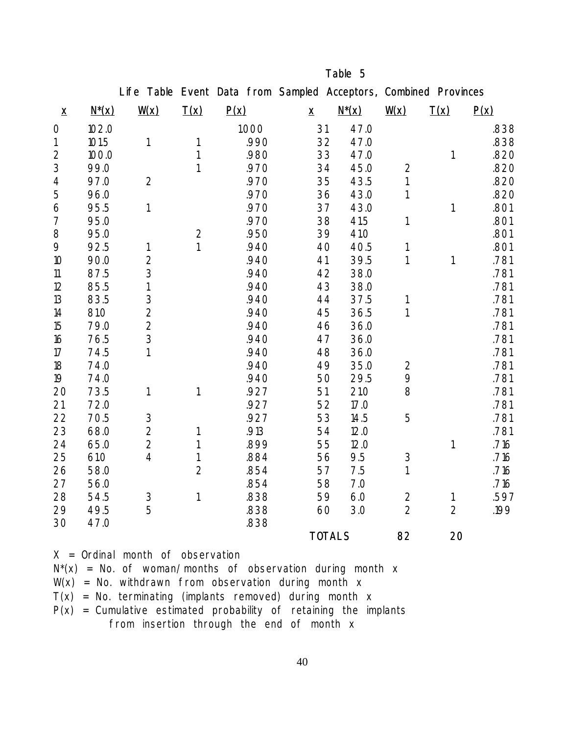Table 5

Life Table Event Data from Sampled Acceptors, Combined Provinces

| x | N*(x) | W(x) | T(x) | P(x) | x | N*(x) | W(x) | T(x) | P(x) |
|---|---|---|---|---|---|---|---|---|---|
| 0 | 102.0 | | | 1.000 | 31 | 47.0 | | | .838 |
| 1 | 101.5 | 1 | 1 | .990 | 32 | 47.0 | | | .838 |
| 2 | 100.0 | | 1 | .980 | 33 | 47.0 | | 1 | .820 |
| 3 | 99.0 | | 1 | .970 | 34 | 45.0 | 2 | | .820 |
| 4 | 97.0 | 2 | | .970 | 35 | 43.5 | 1 | | .820 |
| 5 | 96.0 | | | .970 | 36 | 43.0 | 1 | | .820 |
| 6 | 95.5 | 1 | | .970 | 37 | 43.0 | | 1 | .801 |
| 7 | 95.0 | | | .970 | 38 | 41.5 | 1 | | .801 |
| 8 | 95.0 | | 2 | .950 | 39 | 41.0 | | | .801 |
| 9 | 92.5 | 1 | 1 | .940 | 40 | 40.5 | 1 | | .801 |
| 10 | 90.0 | 2 | | .940 | 41 | 39.5 | 1 | 1 | .781 |
| 11 | 87.5 | 3 | | .940 | 42 | 38.0 | | | .781 |
| 12 | 85.5 | 1 | | .940 | 43 | 38.0 | | | .781 |
| 13 | 83.5 | 3 | | .940 | 44 | 37.5 | 1 | | .781 |
| 14 | 81.0 | 2 | | .940 | 45 | 36.5 | 1 | | .781 |
| 15 | 79.0 | 2 | | .940 | 46 | 36.0 | | | .781 |
| 16 | 76.5 | 3 | | .940 | 47 | 36.0 | | | .781 |
| 17 | 74.5 | 1 | | .940 | 48 | 36.0 | | | .781 |
| 18 | 74.0 | | | .940 | 49 | 35.0 | 2 | | .781 |
| 19 | 74.0 | | | .940 | 50 | 29.5 | 9 | | .781 |
| 20 | 73.5 | 1 | 1 | .927 | 51 | 21.0 | 8 | | .781 |
| 21 | 72.0 | | | .927 | 52 | 17.0 | | | .781 |
| 22 | 70.5 | 3 | | .927 | 53 | 14.5 | 5 | | .781 |
| 23 | 68.0 | 2 | 1 | .913 | 54 | 12.0 | | | .781 |
| 24 | 65.0 | 2 | 1 | .899 | 55 | 12.0 | | 1 | .716 |
| 25 | 61.0 | 4 | 1 | .884 | 56 | 9.5 | 3 | | .716 |
| 26 | 58.0 | | 2 | .854 | 57 | 7.5 | 1 | | .716 |
| 27 | 56.0 | | | .854 | 58 | 7.0 | | | .716 |
| 28 | 54.5 | 3 | 1 | .838 | 59 | 6.0 | 2 | 1 | .597 |
| 29 | 49.5 | 5 | | .838 | 60 | 3.0 | 2 | 2 | .199 |
| 30 | 47.0 | | | .838 | | | | | |
| | | | | | TOTALS | | 82 | 20 | |

X = Ordinal month of observation

N*(x) = No. of woman/months of observation during month x

W(x) = No. withdrawn from observation during month x

T(x) = No. terminating (implants removed) during month x

P(x) = Cumulative estimated probability of retaining the implants from insertion through the end of month x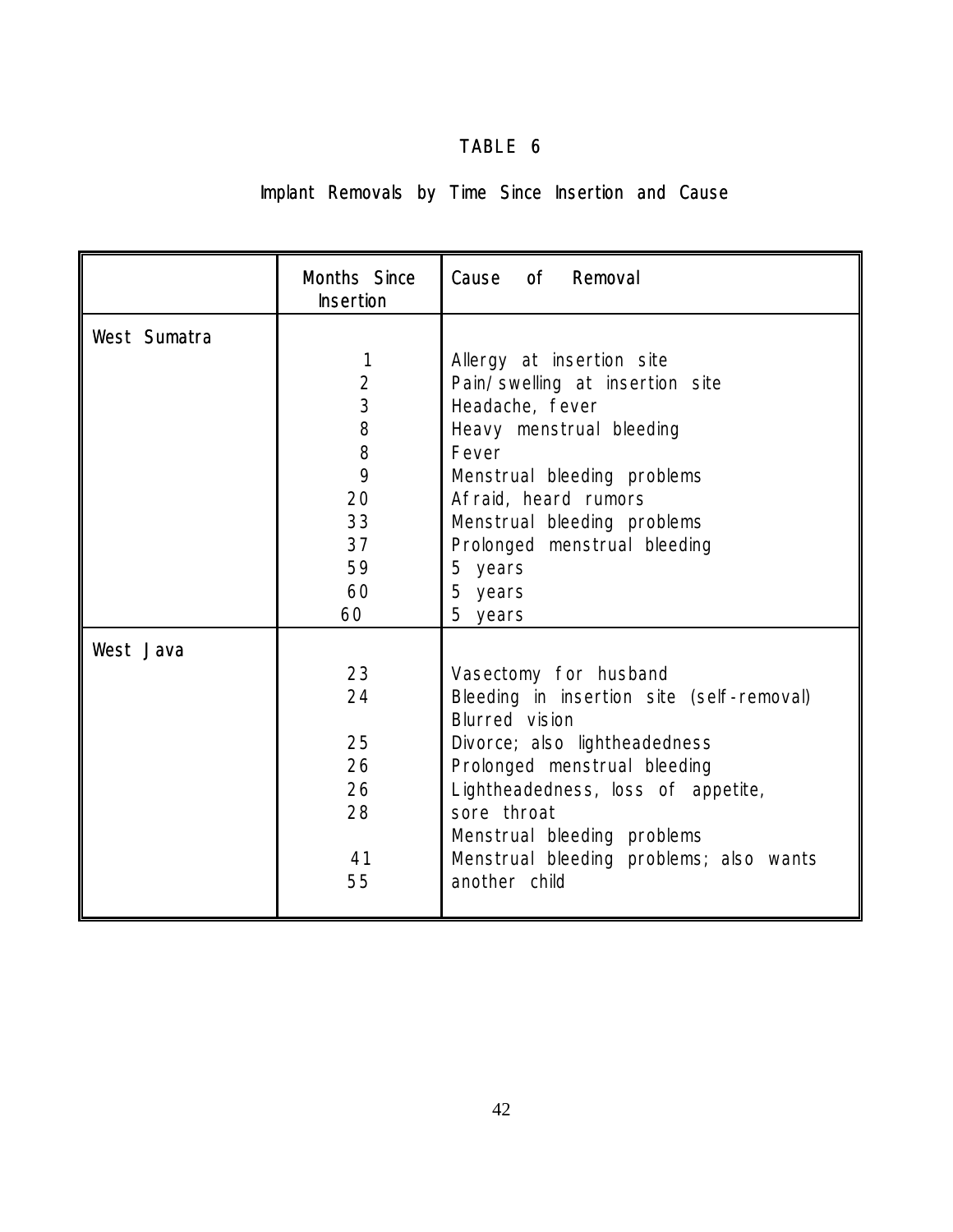# TABLE 6

## Implant Removals by Time Since Insertion and Cause

| | Months Since Insertion | Cause of Removal |
|---|---|---|
| West Sumatra | | |
| | 1 | Allergy at insertion site |
| | 2 | Pain/swelling at insertion site |
| | 3 | Headache, fever |
| | 8 | Heavy menstrual bleeding |
| | 8 | Fever |
| | 9 | Menstrual bleeding problems |
| | 20 | Afraid, heard rumors |
| | 33 | Menstrual bleeding problems |
| | 37 | Prolonged menstrual bleeding |
| | 59 | 5 years |
| | 60 | 5 years |
| | 60 | 5 years |
| West Java | | |
| | 23 | Vasectomy for husband |
| | 24 | Bleeding in insertion site (self-removal) Blurred vision |
| | 25 | Divorce; also lightheadedness |
| | 26 | Prolonged menstrual bleeding |
| | 26 | Lightheadedness, loss of appetite, |
| | 28 | sore throat Menstrual bleeding problems |
| | 41 | Menstrual bleeding problems; also wants |
| | 55 | another child |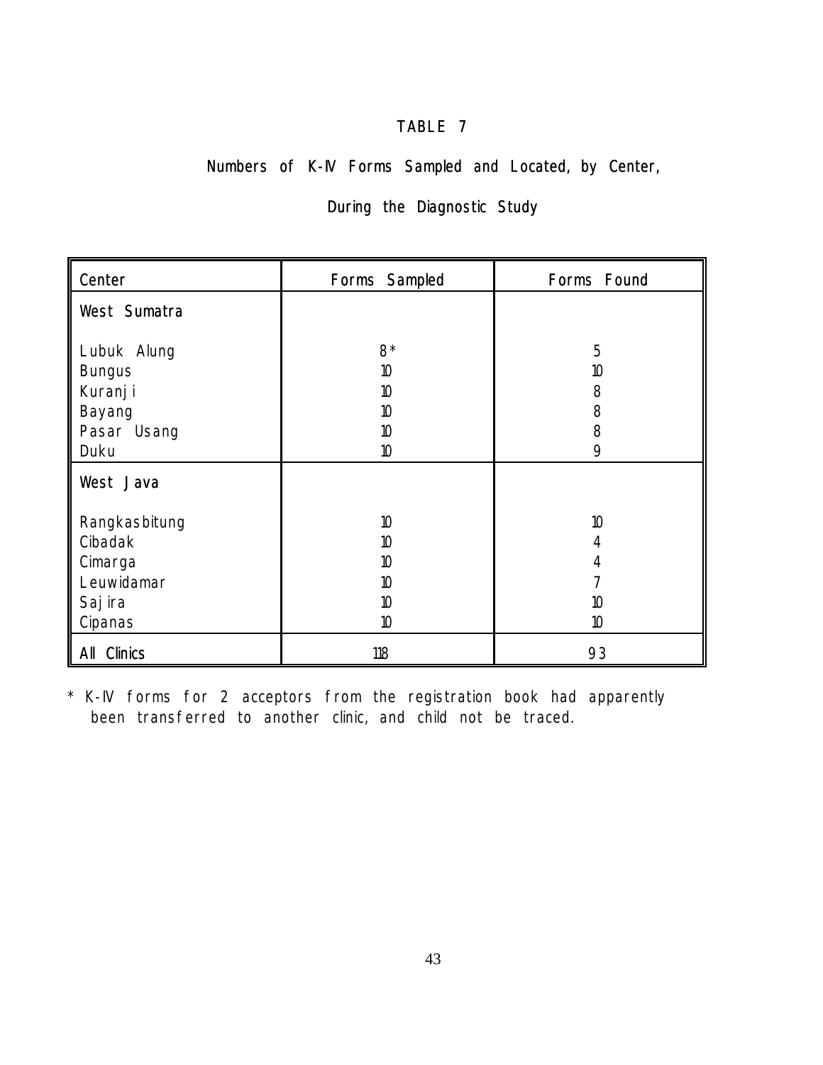# TABLE 7

## Numbers of K-IV Forms Sampled and Located, by Center, During the Diagnostic Study

| Center | Forms Sampled | Forms Found |
|---|---|---|
| **West Sumatra** | | |
| Lubuk Alung | 8* | 5 |
| Bungus | 10 | 10 |
| Kuranji | 10 | 8 |
| Bayang | 10 | 8 |
| Pasar Usang | 10 | 8 |
| Duku | 10 | 9 |
| **West Java** | | |
| Rangkasbitung | 10 | 10 |
| Cibadak | 10 | 4 |
| Cimarga | 10 | 4 |
| Leuwidamar | 10 | 7 |
| Sajira | 10 | 10 |
| Cipanas | 10 | 10 |
| All Clinics | 118 | 93 |

* K-IV forms for 2 acceptors from the registration book had apparently been transferred to another clinic, and child not be traced.